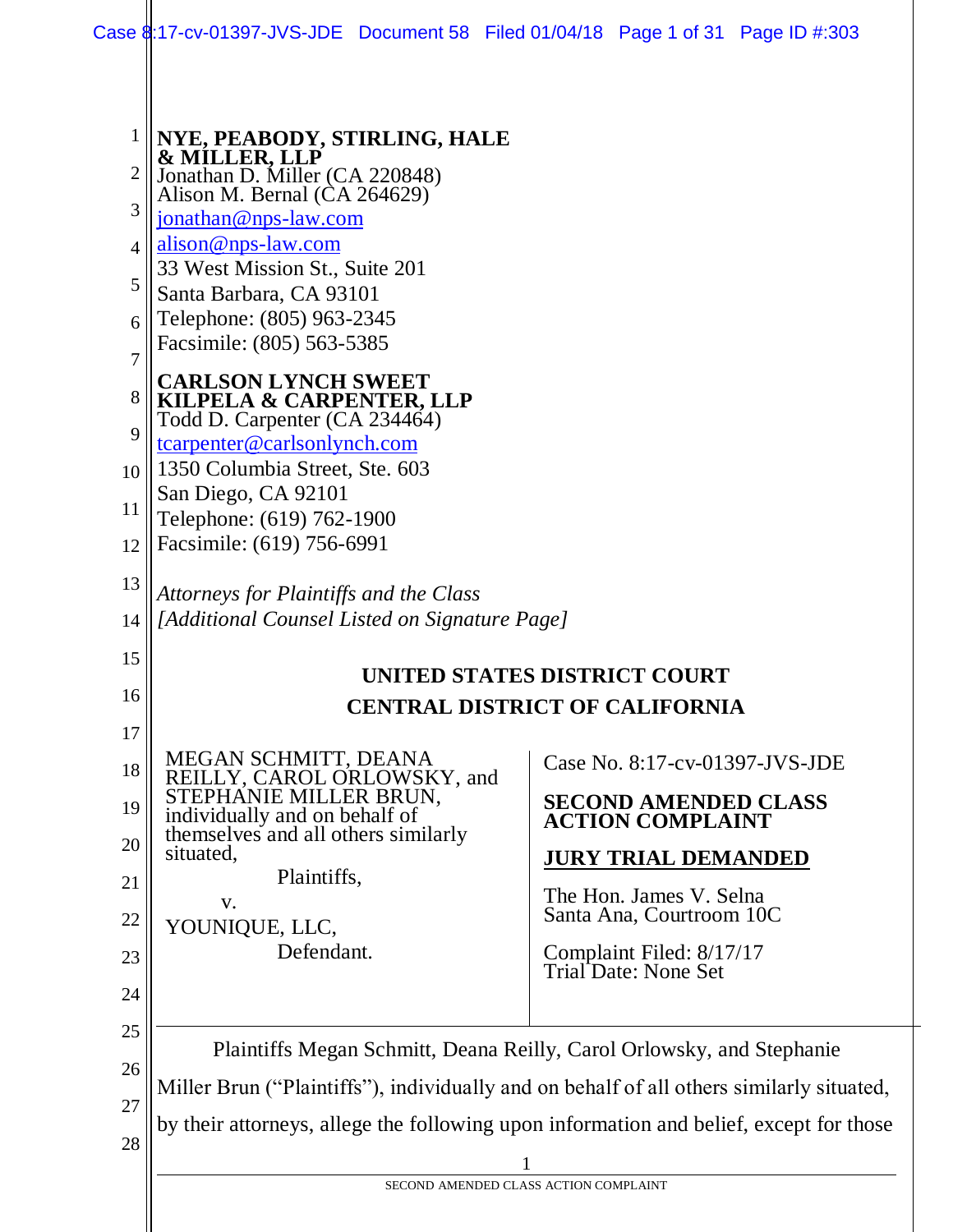**NYE, PEABODY, STIRLING, HALE & MILLER, LLP**
Jonathan D. Miller (CA 220848)
Alison M. Bernal (CA 264629)
jonathan@nps-law.com
alison@nps-law.com
33 West Mission St., Suite 201
Santa Barbara, CA 93101
Telephone: (805) 963-2345
Facsimile: (805) 563-5385

**CARLSON LYNCH SWEET KILPELA & CARPENTER, LLP**
Todd D. Carpenter (CA 234464)
tcarpenter@carlsonlynch.com
1350 Columbia Street, Ste. 603
San Diego, CA 92101
Telephone: (619) 762-1900
Facsimile: (619) 756-6991

*Attorneys for Plaintiffs and the Class*
*[Additional Counsel Listed on Signature Page]*

**UNITED STATES DISTRICT COURT**

**CENTRAL DISTRICT OF CALIFORNIA**

MEGAN SCHMITT, DEANA REILLY, CAROL ORLOWSKY, and STEPHANIE MILLER BRUN, individually and on behalf of themselves and all others similarly situated,

Plaintiffs,

v.

YOUNIQUE, LLC,

Defendant.

Case No. 8:17-cv-01397-JVS-JDE

**SECOND AMENDED CLASS ACTION COMPLAINT**

**JURY TRIAL DEMANDED**

The Hon. James V. Selna
Santa Ana, Courtroom 10C

Complaint Filed: 8/17/17
Trial Date: None Set

Plaintiffs Megan Schmitt, Deana Reilly, Carol Orlowsky, and Stephanie Miller Brun ("Plaintiffs"), individually and on behalf of all others similarly situated, by their attorneys, allege the following upon information and belief, except for those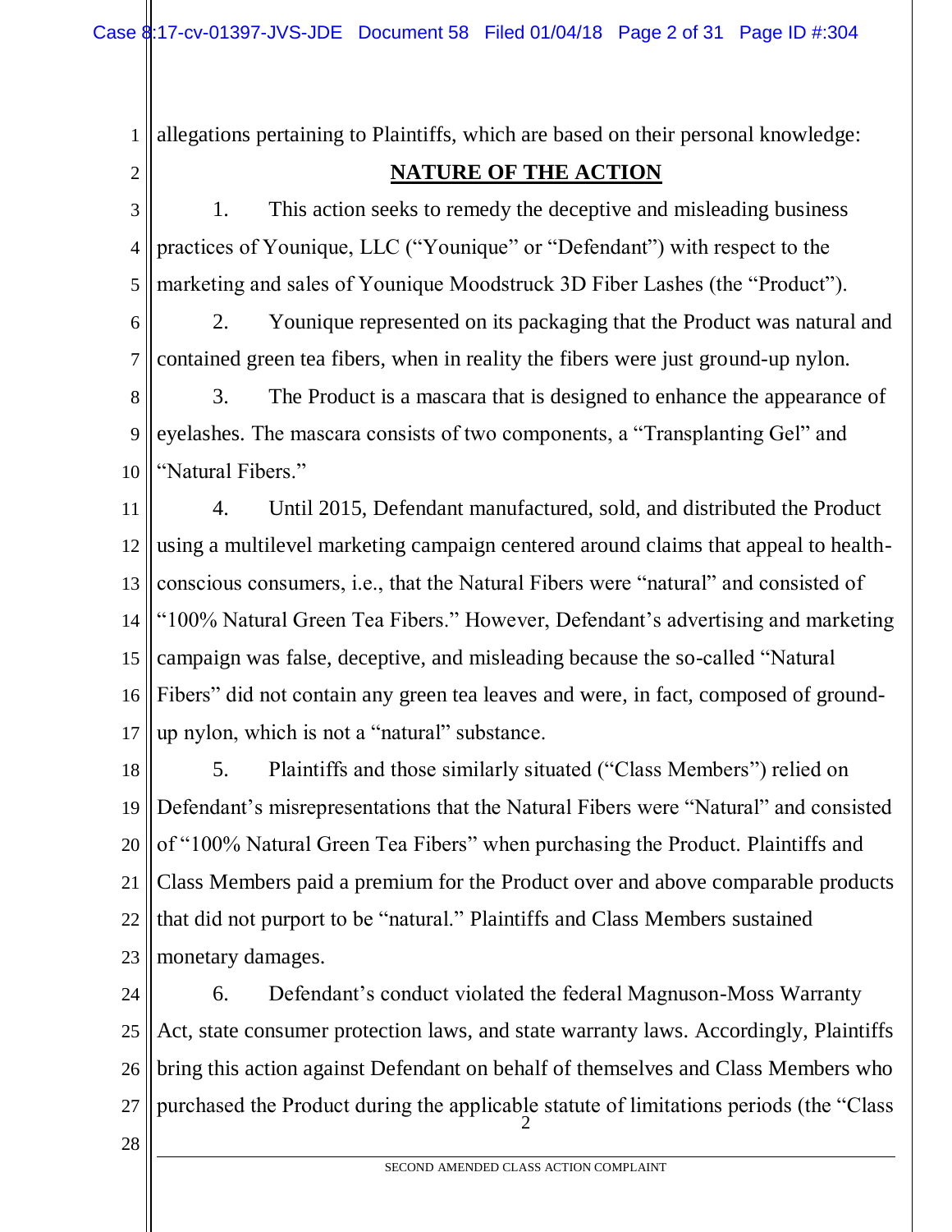allegations pertaining to Plaintiffs, which are based on their personal knowledge:

## NATURE OF THE ACTION

1. This action seeks to remedy the deceptive and misleading business practices of Younique, LLC ("Younique" or "Defendant") with respect to the marketing and sales of Younique Moodstruck 3D Fiber Lashes (the "Product").

2. Younique represented on its packaging that the Product was natural and contained green tea fibers, when in reality the fibers were just ground-up nylon.

3. The Product is a mascara that is designed to enhance the appearance of eyelashes. The mascara consists of two components, a "Transplanting Gel" and "Natural Fibers."

4. Until 2015, Defendant manufactured, sold, and distributed the Product using a multilevel marketing campaign centered around claims that appeal to health-conscious consumers, i.e., that the Natural Fibers were "natural" and consisted of "100% Natural Green Tea Fibers." However, Defendant's advertising and marketing campaign was false, deceptive, and misleading because the so-called "Natural Fibers" did not contain any green tea leaves and were, in fact, composed of ground-up nylon, which is not a "natural" substance.

5. Plaintiffs and those similarly situated ("Class Members") relied on Defendant's misrepresentations that the Natural Fibers were "Natural" and consisted of "100% Natural Green Tea Fibers" when purchasing the Product. Plaintiffs and Class Members paid a premium for the Product over and above comparable products that did not purport to be "natural." Plaintiffs and Class Members sustained monetary damages.

6. Defendant's conduct violated the federal Magnuson-Moss Warranty Act, state consumer protection laws, and state warranty laws. Accordingly, Plaintiffs bring this action against Defendant on behalf of themselves and Class Members who purchased the Product during the applicable statute of limitations periods (the "Class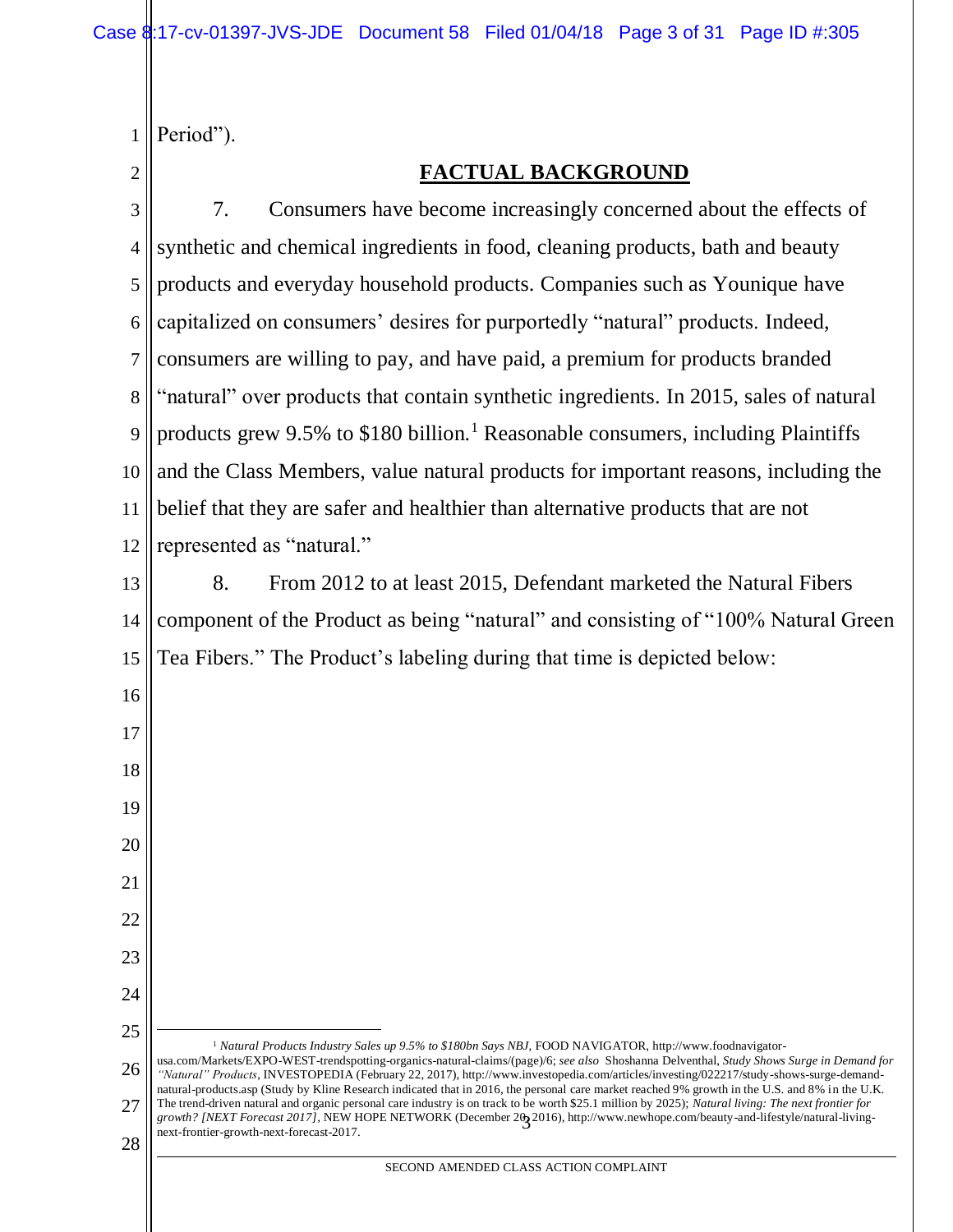Period").

## FACTUAL BACKGROUND

7. Consumers have become increasingly concerned about the effects of synthetic and chemical ingredients in food, cleaning products, bath and beauty products and everyday household products. Companies such as Younique have capitalized on consumers' desires for purportedly "natural" products. Indeed, consumers are willing to pay, and have paid, a premium for products branded "natural" over products that contain synthetic ingredients. In 2015, sales of natural products grew 9.5% to $180 billion.[1] Reasonable consumers, including Plaintiffs and the Class Members, value natural products for important reasons, including the belief that they are safer and healthier than alternative products that are not represented as "natural."

8. From 2012 to at least 2015, Defendant marketed the Natural Fibers component of the Product as being "natural" and consisting of "100% Natural Green Tea Fibers." The Product's labeling during that time is depicted below:

---

[1] *Natural Products Industry Sales up 9.5% to $180bn Says NBJ*, FOOD NAVIGATOR, http://www.foodnavigator-usa.com/Markets/EXPO-WEST-trendspotting-organics-natural-claims/(page)/6; *see also* Shoshanna Delventhal, *Study Shows Surge in Demand for "Natural" Products*, INVESTOPEDIA (February 22, 2017), http://www.investopedia.com/articles/investing/022217/study-shows-surge-demand-natural-products.asp (Study by Kline Research indicated that in 2016, the personal care market reached 9% growth in the U.S. and 8% in the U.K. The trend-driven natural and organic personal care industry is on track to be worth $25.1 million by 2025); *Natural living: The next frontier for growth? [NEXT Forecast 2017]*, NEW HOPE NETWORK (December 20, 2016), http://www.newhope.com/beauty-and-lifestyle/natural-living-next-frontier-growth-next-forecast-2017.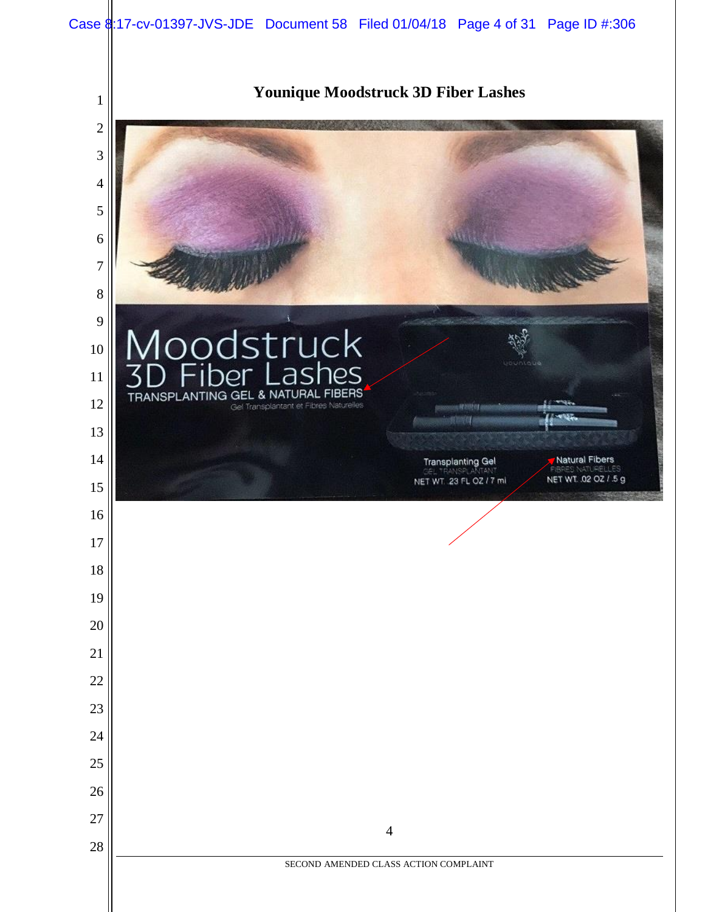**Younique Moodstruck 3D Fiber Lashes**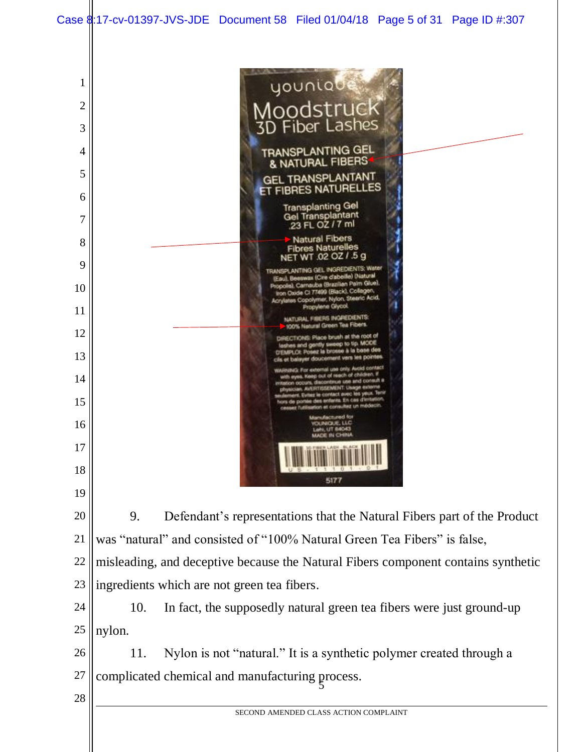9. Defendant's representations that the Natural Fibers part of the Product was "natural" and consisted of "100% Natural Green Tea Fibers" is false, misleading, and deceptive because the Natural Fibers component contains synthetic ingredients which are not green tea fibers.

10. In fact, the supposedly natural green tea fibers were just ground-up nylon.

11. Nylon is not "natural." It is a synthetic polymer created through a complicated chemical and manufacturing process.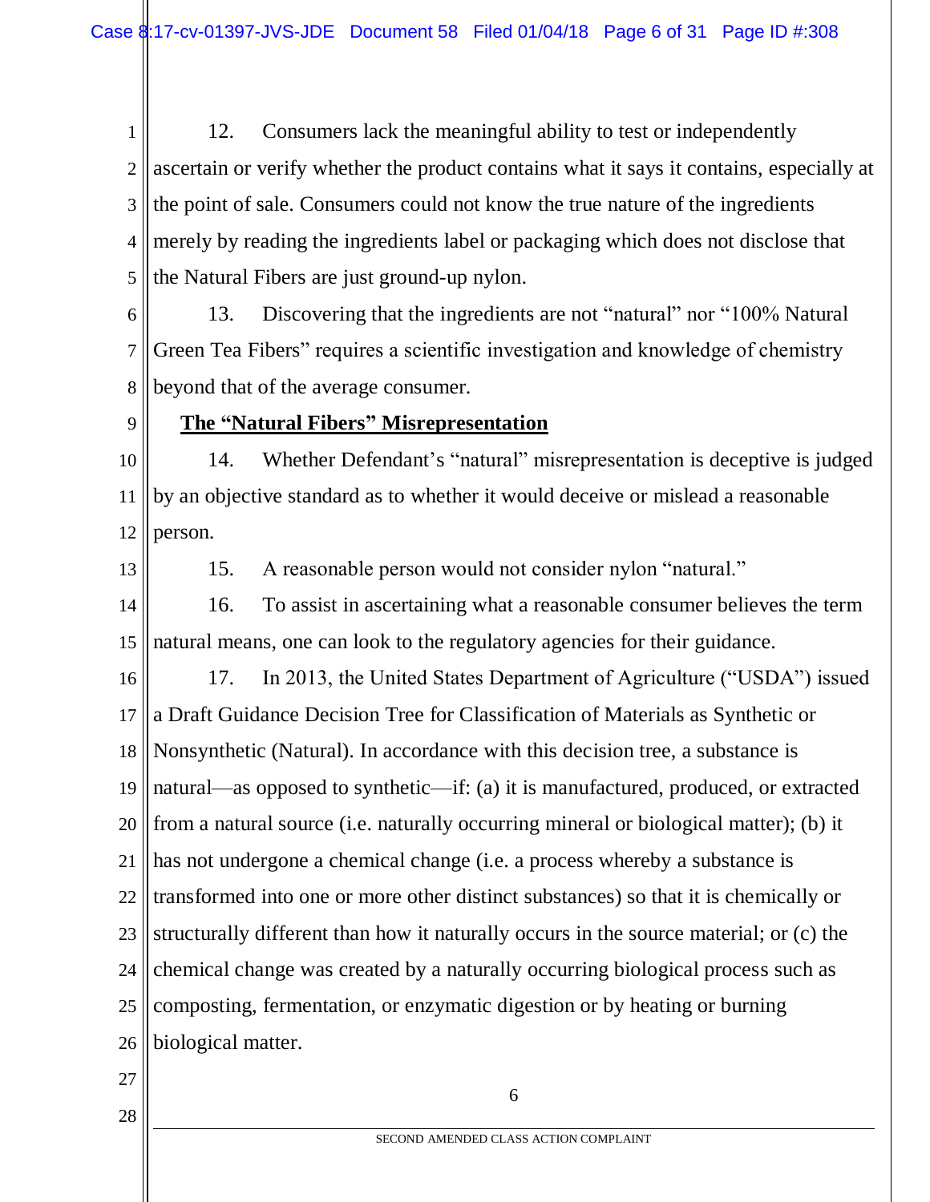12. Consumers lack the meaningful ability to test or independently ascertain or verify whether the product contains what it says it contains, especially at the point of sale. Consumers could not know the true nature of the ingredients merely by reading the ingredients label or packaging which does not disclose that the Natural Fibers are just ground-up nylon.

13. Discovering that the ingredients are not "natural" nor "100% Natural Green Tea Fibers" requires a scientific investigation and knowledge of chemistry beyond that of the average consumer.

**The "Natural Fibers" Misrepresentation**

14. Whether Defendant's "natural" misrepresentation is deceptive is judged by an objective standard as to whether it would deceive or mislead a reasonable person.

15. A reasonable person would not consider nylon "natural."

16. To assist in ascertaining what a reasonable consumer believes the term natural means, one can look to the regulatory agencies for their guidance.

17. In 2013, the United States Department of Agriculture ("USDA") issued a Draft Guidance Decision Tree for Classification of Materials as Synthetic or Nonsynthetic (Natural). In accordance with this decision tree, a substance is natural—as opposed to synthetic—if: (a) it is manufactured, produced, or extracted from a natural source (i.e. naturally occurring mineral or biological matter); (b) it has not undergone a chemical change (i.e. a process whereby a substance is transformed into one or more other distinct substances) so that it is chemically or structurally different than how it naturally occurs in the source material; or (c) the chemical change was created by a naturally occurring biological process such as composting, fermentation, or enzymatic digestion or by heating or burning biological matter.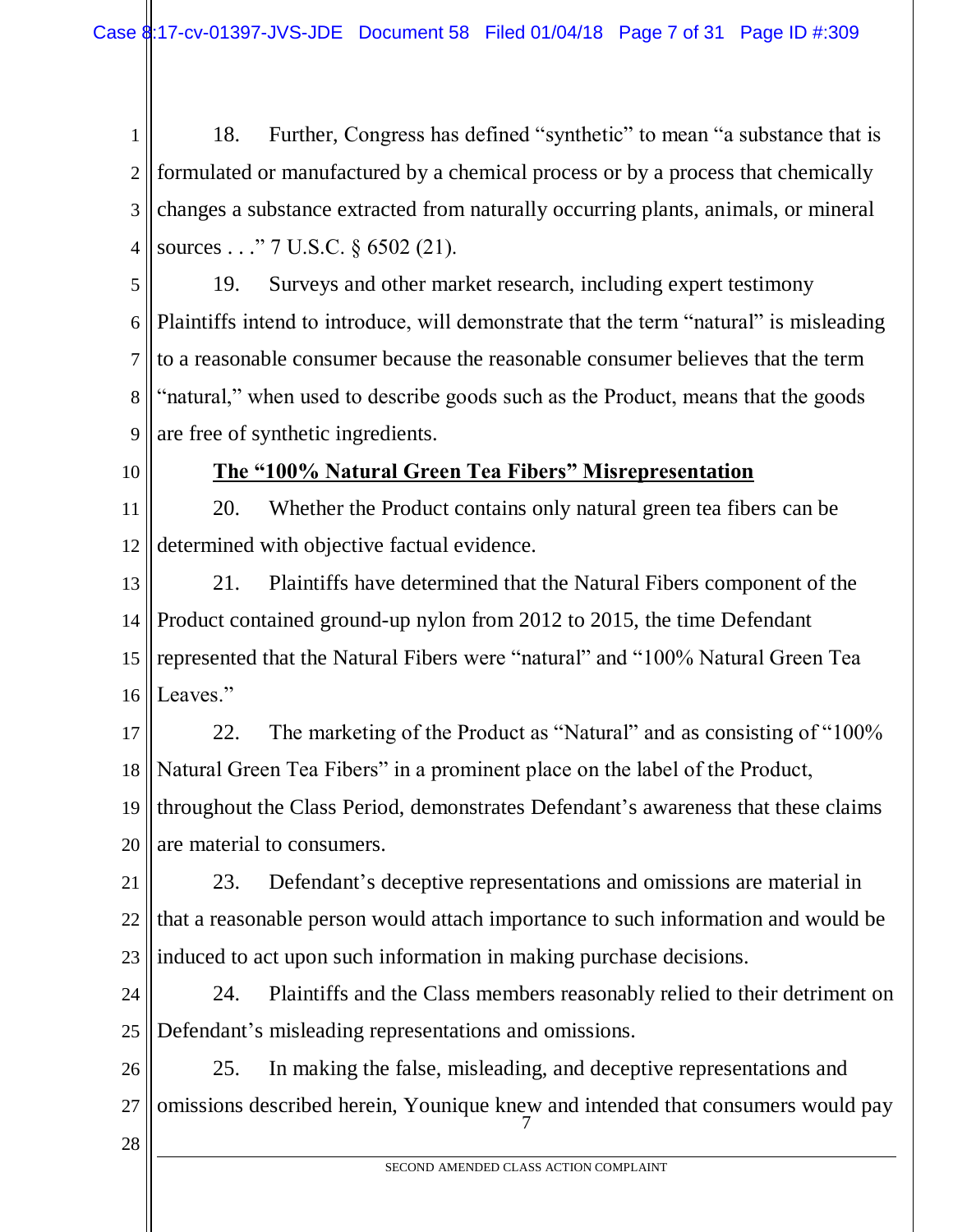18. Further, Congress has defined "synthetic" to mean "a substance that is formulated or manufactured by a chemical process or by a process that chemically changes a substance extracted from naturally occurring plants, animals, or mineral sources . . ." 7 U.S.C. § 6502 (21).

19. Surveys and other market research, including expert testimony Plaintiffs intend to introduce, will demonstrate that the term "natural" is misleading to a reasonable consumer because the reasonable consumer believes that the term "natural," when used to describe goods such as the Product, means that the goods are free of synthetic ingredients.

**The "100% Natural Green Tea Fibers" Misrepresentation**

20. Whether the Product contains only natural green tea fibers can be determined with objective factual evidence.

21. Plaintiffs have determined that the Natural Fibers component of the Product contained ground-up nylon from 2012 to 2015, the time Defendant represented that the Natural Fibers were "natural" and "100% Natural Green Tea Leaves."

22. The marketing of the Product as "Natural" and as consisting of "100% Natural Green Tea Fibers" in a prominent place on the label of the Product, throughout the Class Period, demonstrates Defendant's awareness that these claims are material to consumers.

23. Defendant's deceptive representations and omissions are material in that a reasonable person would attach importance to such information and would be induced to act upon such information in making purchase decisions.

24. Plaintiffs and the Class members reasonably relied to their detriment on Defendant's misleading representations and omissions.

25. In making the false, misleading, and deceptive representations and omissions described herein, Younique knew and intended that consumers would pay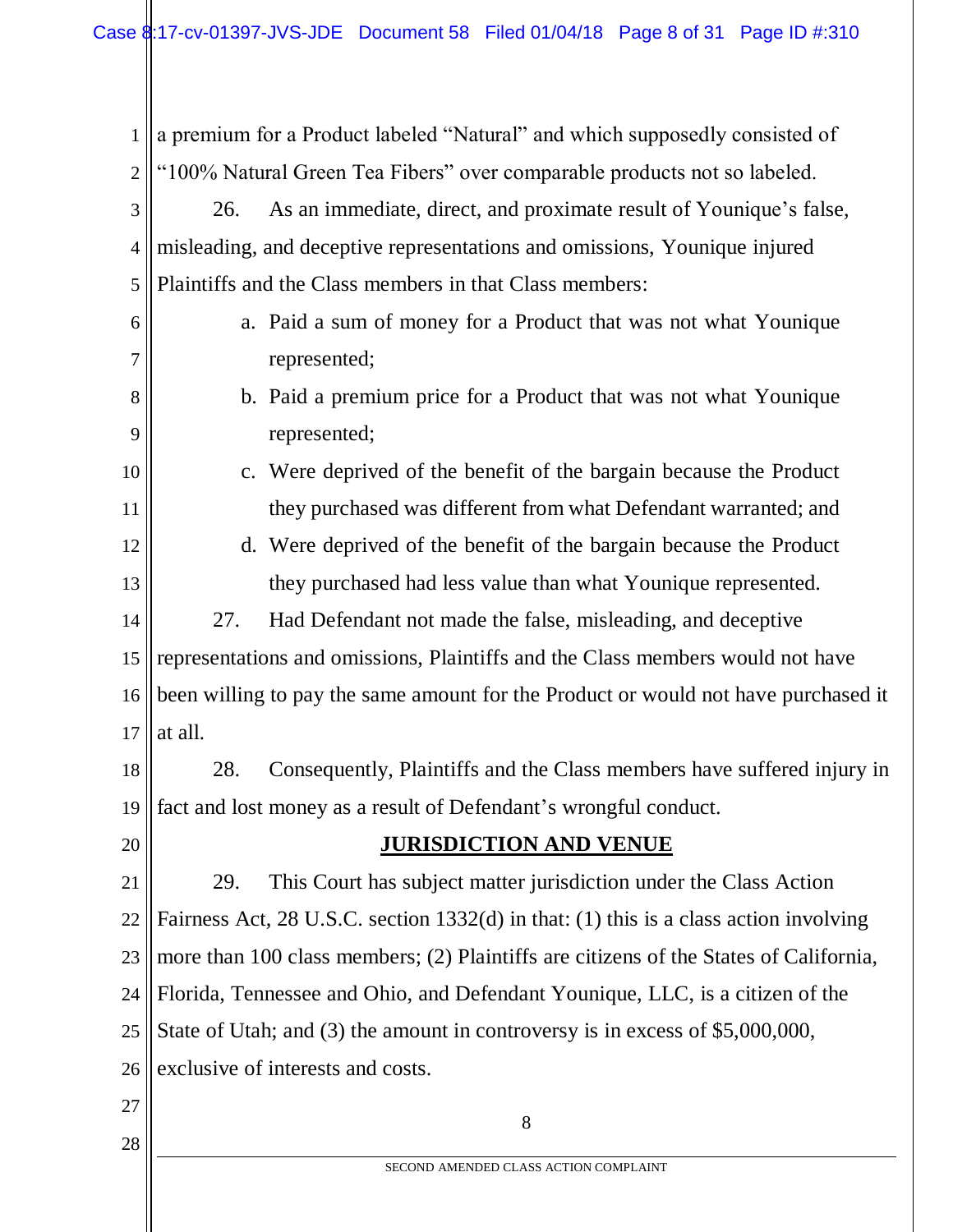a premium for a Product labeled "Natural" and which supposedly consisted of "100% Natural Green Tea Fibers" over comparable products not so labeled.

26. As an immediate, direct, and proximate result of Younique's false, misleading, and deceptive representations and omissions, Younique injured Plaintiffs and the Class members in that Class members:

a. Paid a sum of money for a Product that was not what Younique represented;

b. Paid a premium price for a Product that was not what Younique represented;

c. Were deprived of the benefit of the bargain because the Product they purchased was different from what Defendant warranted; and

d. Were deprived of the benefit of the bargain because the Product they purchased had less value than what Younique represented.

27. Had Defendant not made the false, misleading, and deceptive representations and omissions, Plaintiffs and the Class members would not have been willing to pay the same amount for the Product or would not have purchased it at all.

28. Consequently, Plaintiffs and the Class members have suffered injury in fact and lost money as a result of Defendant's wrongful conduct.

## JURISDICTION AND VENUE

29. This Court has subject matter jurisdiction under the Class Action Fairness Act, 28 U.S.C. section 1332(d) in that: (1) this is a class action involving more than 100 class members; (2) Plaintiffs are citizens of the States of California, Florida, Tennessee and Ohio, and Defendant Younique, LLC, is a citizen of the State of Utah; and (3) the amount in controversy is in excess of $5,000,000, exclusive of interests and costs.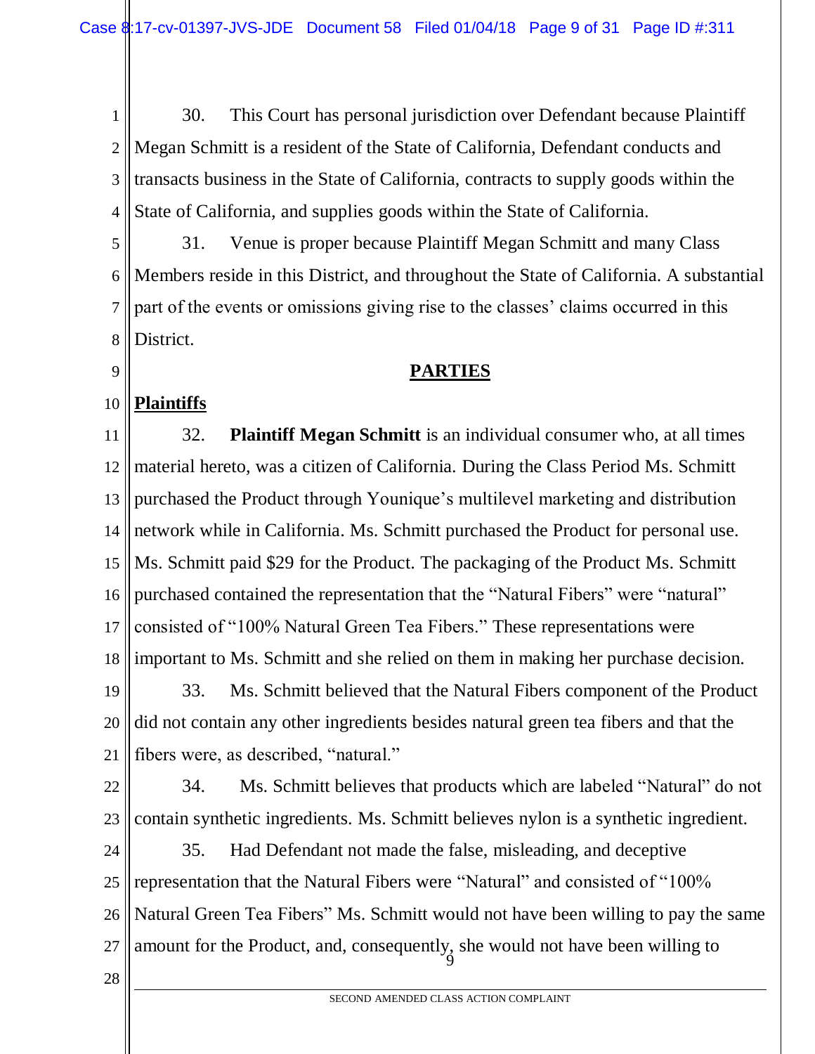30. This Court has personal jurisdiction over Defendant because Plaintiff Megan Schmitt is a resident of the State of California, Defendant conducts and transacts business in the State of California, contracts to supply goods within the State of California, and supplies goods within the State of California.

31. Venue is proper because Plaintiff Megan Schmitt and many Class Members reside in this District, and throughout the State of California. A substantial part of the events or omissions giving rise to the classes' claims occurred in this District.

## PARTIES

**Plaintiffs**

32. **Plaintiff Megan Schmitt** is an individual consumer who, at all times material hereto, was a citizen of California. During the Class Period Ms. Schmitt purchased the Product through Younique's multilevel marketing and distribution network while in California. Ms. Schmitt purchased the Product for personal use. Ms. Schmitt paid $29 for the Product. The packaging of the Product Ms. Schmitt purchased contained the representation that the "Natural Fibers" were "natural" consisted of "100% Natural Green Tea Fibers." These representations were important to Ms. Schmitt and she relied on them in making her purchase decision.

33. Ms. Schmitt believed that the Natural Fibers component of the Product did not contain any other ingredients besides natural green tea fibers and that the fibers were, as described, "natural."

34. Ms. Schmitt believes that products which are labeled "Natural" do not contain synthetic ingredients. Ms. Schmitt believes nylon is a synthetic ingredient.

35. Had Defendant not made the false, misleading, and deceptive representation that the Natural Fibers were "Natural" and consisted of "100% Natural Green Tea Fibers" Ms. Schmitt would not have been willing to pay the same amount for the Product, and, consequently, she would not have been willing to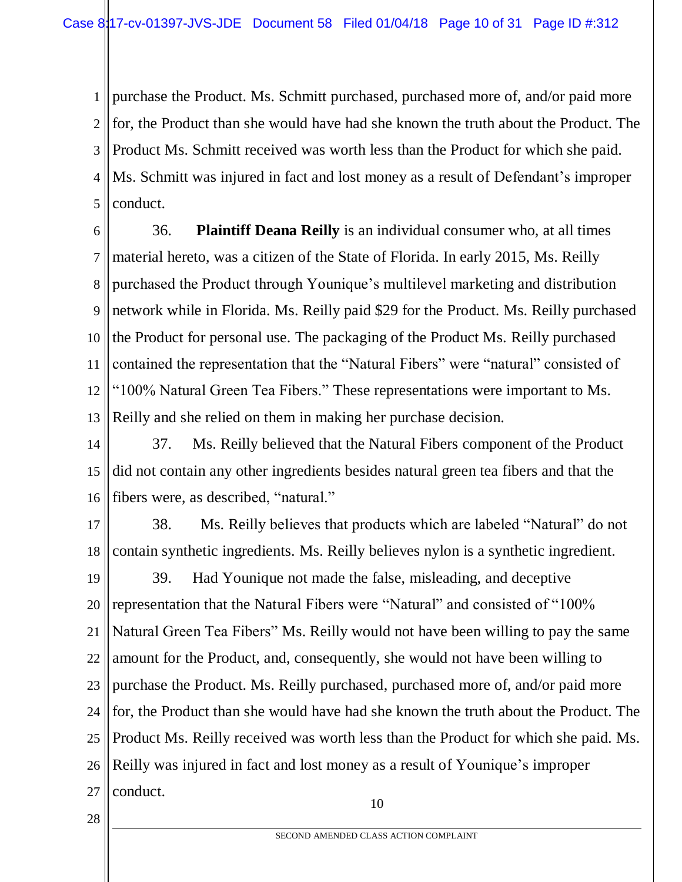purchase the Product. Ms. Schmitt purchased, purchased more of, and/or paid more for, the Product than she would have had she known the truth about the Product. The Product Ms. Schmitt received was worth less than the Product for which she paid. Ms. Schmitt was injured in fact and lost money as a result of Defendant's improper conduct.

36. **Plaintiff Deana Reilly** is an individual consumer who, at all times material hereto, was a citizen of the State of Florida. In early 2015, Ms. Reilly purchased the Product through Younique's multilevel marketing and distribution network while in Florida. Ms. Reilly paid $29 for the Product. Ms. Reilly purchased the Product for personal use. The packaging of the Product Ms. Reilly purchased contained the representation that the "Natural Fibers" were "natural" consisted of "100% Natural Green Tea Fibers." These representations were important to Ms. Reilly and she relied on them in making her purchase decision.

37. Ms. Reilly believed that the Natural Fibers component of the Product did not contain any other ingredients besides natural green tea fibers and that the fibers were, as described, "natural."

38. Ms. Reilly believes that products which are labeled "Natural" do not contain synthetic ingredients. Ms. Reilly believes nylon is a synthetic ingredient.

39. Had Younique not made the false, misleading, and deceptive representation that the Natural Fibers were "Natural" and consisted of "100% Natural Green Tea Fibers" Ms. Reilly would not have been willing to pay the same amount for the Product, and, consequently, she would not have been willing to purchase the Product. Ms. Reilly purchased, purchased more of, and/or paid more for, the Product than she would have had she known the truth about the Product. The Product Ms. Reilly received was worth less than the Product for which she paid. Ms. Reilly was injured in fact and lost money as a result of Younique's improper conduct.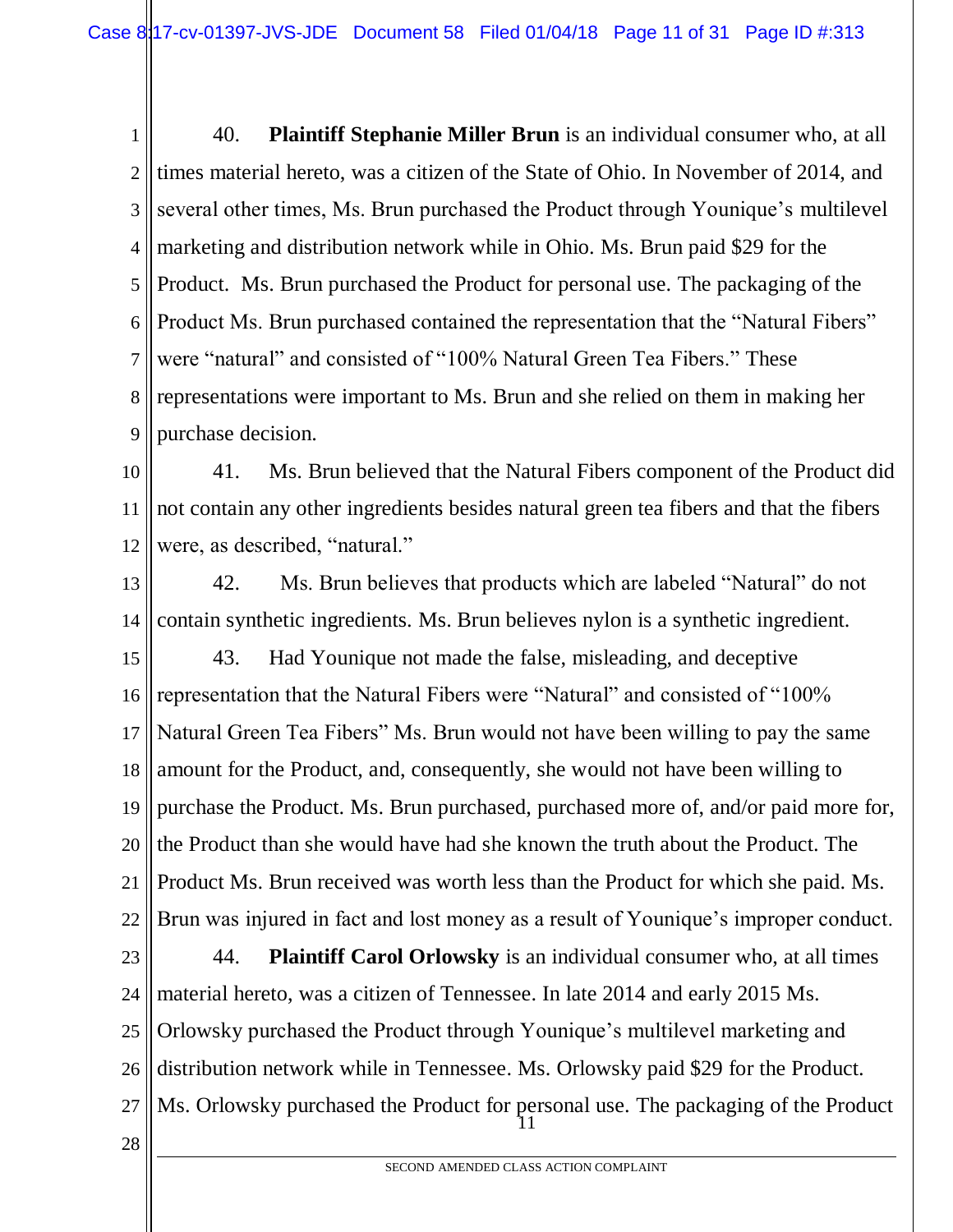40. **Plaintiff Stephanie Miller Brun** is an individual consumer who, at all times material hereto, was a citizen of the State of Ohio. In November of 2014, and several other times, Ms. Brun purchased the Product through Younique's multilevel marketing and distribution network while in Ohio. Ms. Brun paid $29 for the Product. Ms. Brun purchased the Product for personal use. The packaging of the Product Ms. Brun purchased contained the representation that the "Natural Fibers" were "natural" and consisted of "100% Natural Green Tea Fibers." These representations were important to Ms. Brun and she relied on them in making her purchase decision.

41. Ms. Brun believed that the Natural Fibers component of the Product did not contain any other ingredients besides natural green tea fibers and that the fibers were, as described, "natural."

42. Ms. Brun believes that products which are labeled "Natural" do not contain synthetic ingredients. Ms. Brun believes nylon is a synthetic ingredient.

43. Had Younique not made the false, misleading, and deceptive representation that the Natural Fibers were "Natural" and consisted of "100% Natural Green Tea Fibers" Ms. Brun would not have been willing to pay the same amount for the Product, and, consequently, she would not have been willing to purchase the Product. Ms. Brun purchased, purchased more of, and/or paid more for, the Product than she would have had she known the truth about the Product. The Product Ms. Brun received was worth less than the Product for which she paid. Ms. Brun was injured in fact and lost money as a result of Younique's improper conduct.

44. **Plaintiff Carol Orlowsky** is an individual consumer who, at all times material hereto, was a citizen of Tennessee. In late 2014 and early 2015 Ms. Orlowsky purchased the Product through Younique's multilevel marketing and distribution network while in Tennessee. Ms. Orlowsky paid $29 for the Product. Ms. Orlowsky purchased the Product for personal use. The packaging of the Product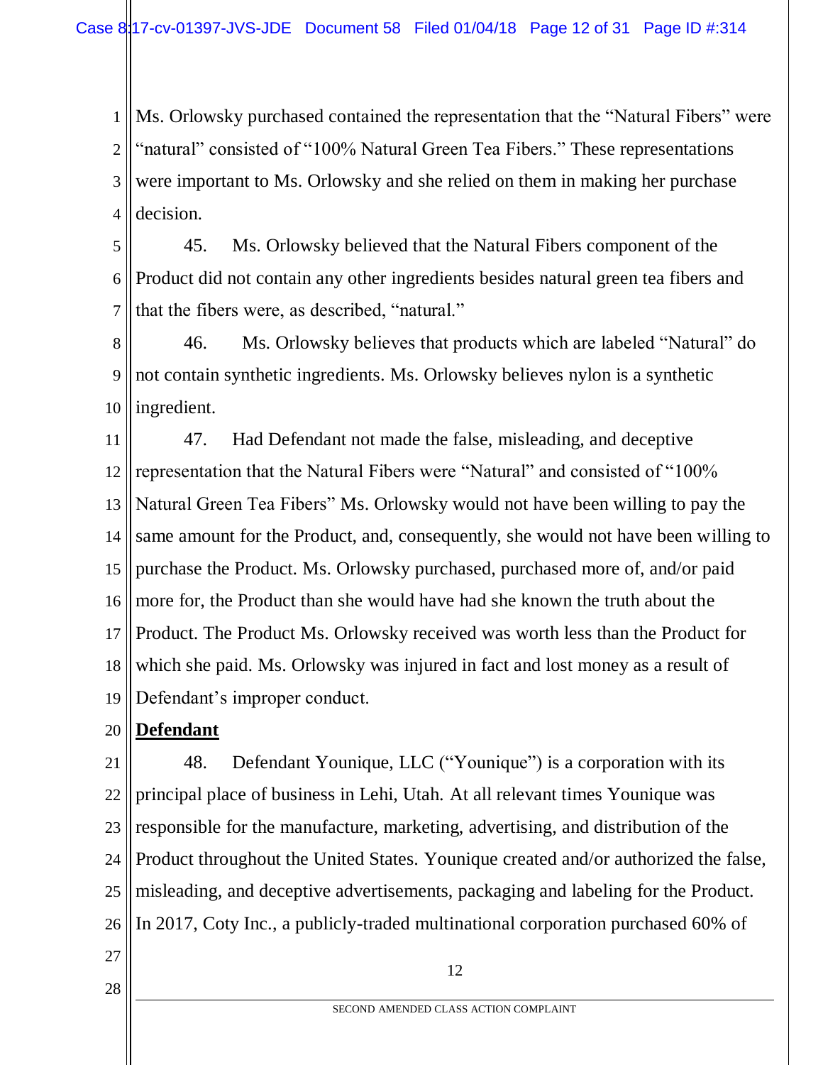Ms. Orlowsky purchased contained the representation that the "Natural Fibers" were "natural" consisted of "100% Natural Green Tea Fibers." These representations were important to Ms. Orlowsky and she relied on them in making her purchase decision.

45. Ms. Orlowsky believed that the Natural Fibers component of the Product did not contain any other ingredients besides natural green tea fibers and that the fibers were, as described, "natural."

46. Ms. Orlowsky believes that products which are labeled "Natural" do not contain synthetic ingredients. Ms. Orlowsky believes nylon is a synthetic ingredient.

47. Had Defendant not made the false, misleading, and deceptive representation that the Natural Fibers were "Natural" and consisted of "100% Natural Green Tea Fibers" Ms. Orlowsky would not have been willing to pay the same amount for the Product, and, consequently, she would not have been willing to purchase the Product. Ms. Orlowsky purchased, purchased more of, and/or paid more for, the Product than she would have had she known the truth about the Product. The Product Ms. Orlowsky received was worth less than the Product for which she paid. Ms. Orlowsky was injured in fact and lost money as a result of Defendant's improper conduct.

**Defendant**

48. Defendant Younique, LLC ("Younique") is a corporation with its principal place of business in Lehi, Utah. At all relevant times Younique was responsible for the manufacture, marketing, advertising, and distribution of the Product throughout the United States. Younique created and/or authorized the false, misleading, and deceptive advertisements, packaging and labeling for the Product. In 2017, Coty Inc., a publicly-traded multinational corporation purchased 60% of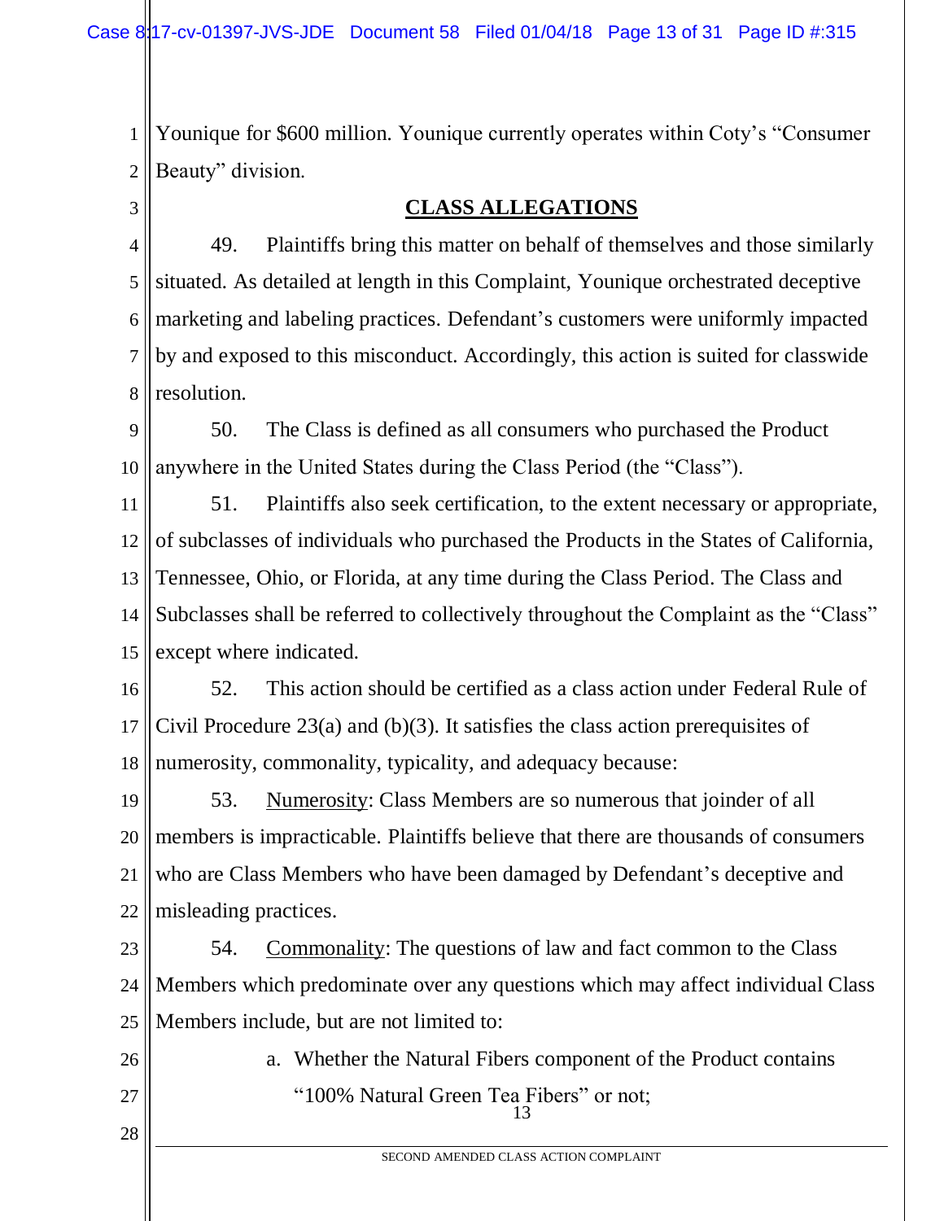Younique for $600 million. Younique currently operates within Coty's "Consumer Beauty" division.

## CLASS ALLEGATIONS

49. Plaintiffs bring this matter on behalf of themselves and those similarly situated. As detailed at length in this Complaint, Younique orchestrated deceptive marketing and labeling practices. Defendant's customers were uniformly impacted by and exposed to this misconduct. Accordingly, this action is suited for classwide resolution.

50. The Class is defined as all consumers who purchased the Product anywhere in the United States during the Class Period (the "Class").

51. Plaintiffs also seek certification, to the extent necessary or appropriate, of subclasses of individuals who purchased the Products in the States of California, Tennessee, Ohio, or Florida, at any time during the Class Period. The Class and Subclasses shall be referred to collectively throughout the Complaint as the "Class" except where indicated.

52. This action should be certified as a class action under Federal Rule of Civil Procedure 23(a) and (b)(3). It satisfies the class action prerequisites of numerosity, commonality, typicality, and adequacy because:

53. Numerosity: Class Members are so numerous that joinder of all members is impracticable. Plaintiffs believe that there are thousands of consumers who are Class Members who have been damaged by Defendant's deceptive and misleading practices.

54. Commonality: The questions of law and fact common to the Class Members which predominate over any questions which may affect individual Class Members include, but are not limited to:

a. Whether the Natural Fibers component of the Product contains "100% Natural Green Tea Fibers" or not;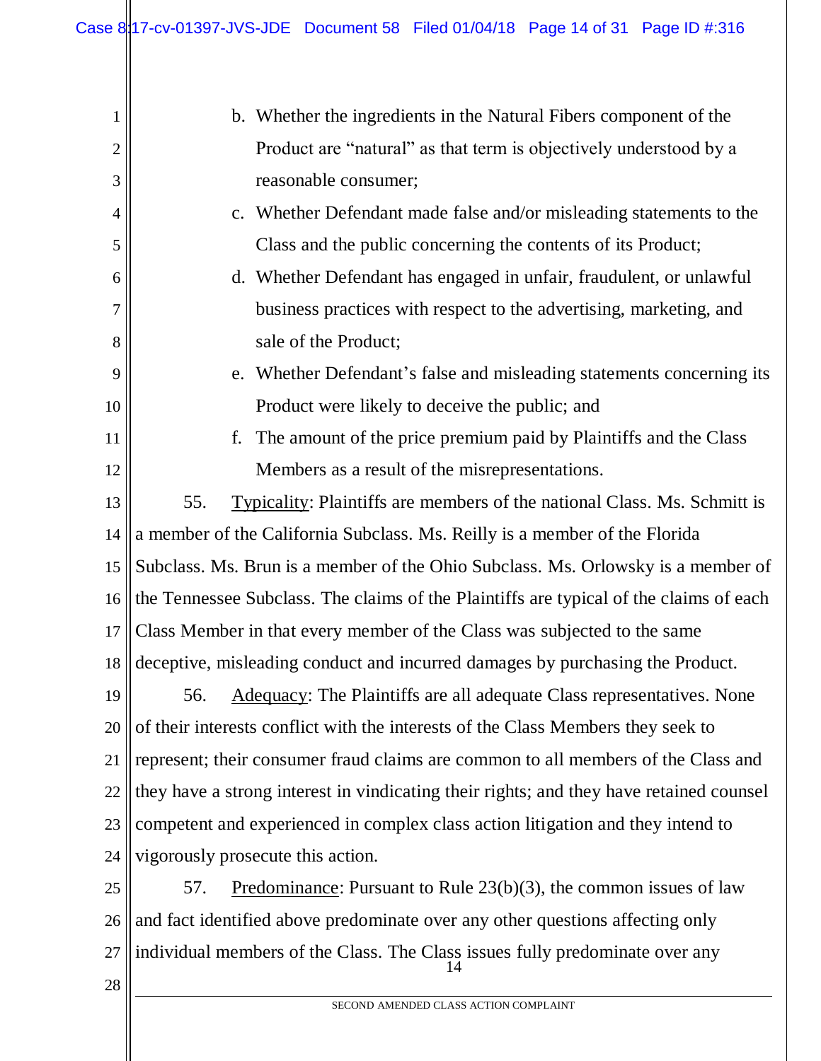b. Whether the ingredients in the Natural Fibers component of the Product are "natural" as that term is objectively understood by a reasonable consumer;

c. Whether Defendant made false and/or misleading statements to the Class and the public concerning the contents of its Product;

d. Whether Defendant has engaged in unfair, fraudulent, or unlawful business practices with respect to the advertising, marketing, and sale of the Product;

e. Whether Defendant's false and misleading statements concerning its Product were likely to deceive the public; and

f. The amount of the price premium paid by Plaintiffs and the Class Members as a result of the misrepresentations.

55. Typicality: Plaintiffs are members of the national Class. Ms. Schmitt is a member of the California Subclass. Ms. Reilly is a member of the Florida Subclass. Ms. Brun is a member of the Ohio Subclass. Ms. Orlowsky is a member of the Tennessee Subclass. The claims of the Plaintiffs are typical of the claims of each Class Member in that every member of the Class was subjected to the same deceptive, misleading conduct and incurred damages by purchasing the Product.

56. Adequacy: The Plaintiffs are all adequate Class representatives. None of their interests conflict with the interests of the Class Members they seek to represent; their consumer fraud claims are common to all members of the Class and they have a strong interest in vindicating their rights; and they have retained counsel competent and experienced in complex class action litigation and they intend to vigorously prosecute this action.

57. Predominance: Pursuant to Rule 23(b)(3), the common issues of law and fact identified above predominate over any other questions affecting only individual members of the Class. The Class issues fully predominate over any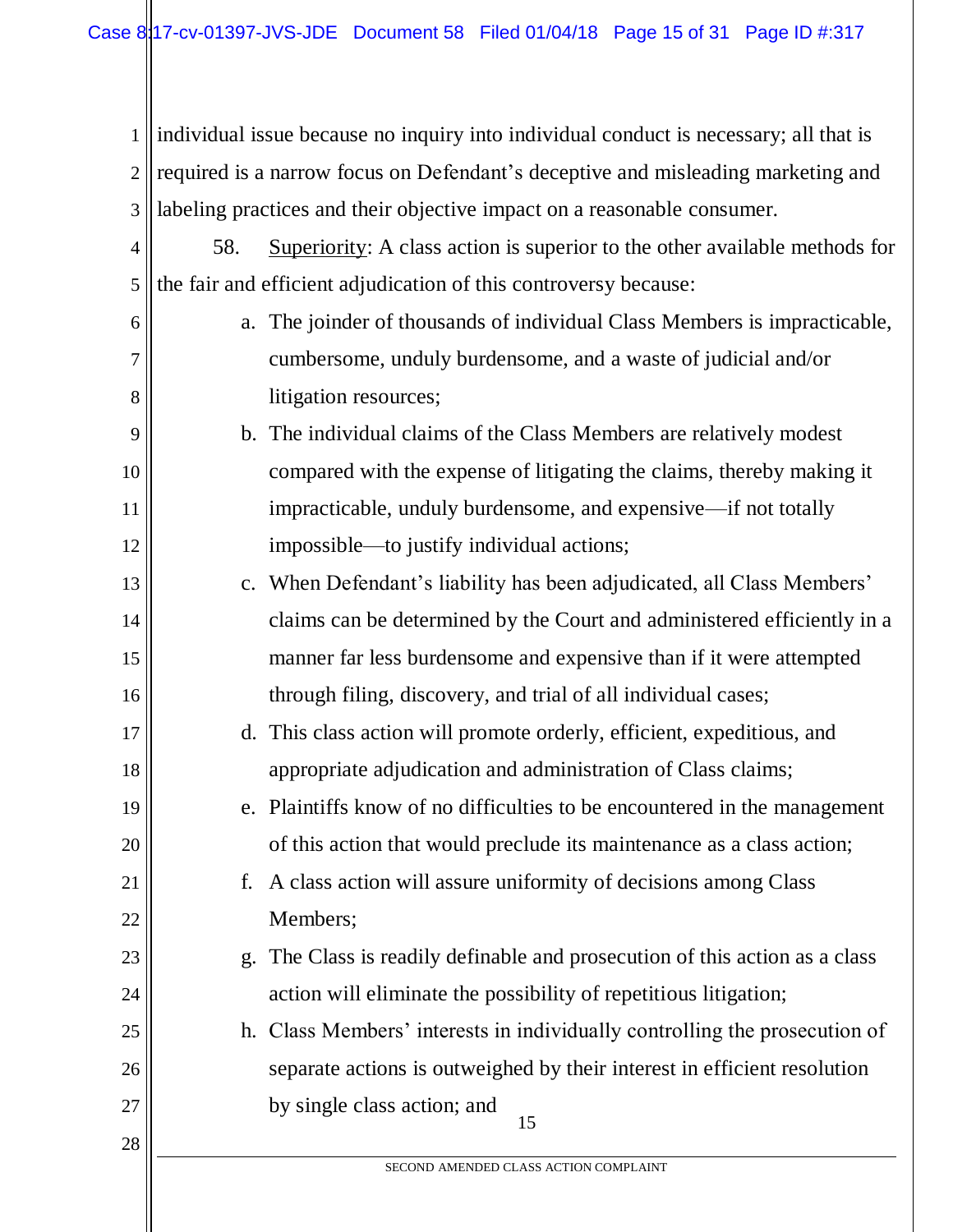individual issue because no inquiry into individual conduct is necessary; all that is required is a narrow focus on Defendant's deceptive and misleading marketing and labeling practices and their objective impact on a reasonable consumer.

58. Superiority: A class action is superior to the other available methods for the fair and efficient adjudication of this controversy because:

a. The joinder of thousands of individual Class Members is impracticable, cumbersome, unduly burdensome, and a waste of judicial and/or litigation resources;

b. The individual claims of the Class Members are relatively modest compared with the expense of litigating the claims, thereby making it impracticable, unduly burdensome, and expensive—if not totally impossible—to justify individual actions;

c. When Defendant's liability has been adjudicated, all Class Members' claims can be determined by the Court and administered efficiently in a manner far less burdensome and expensive than if it were attempted through filing, discovery, and trial of all individual cases;

d. This class action will promote orderly, efficient, expeditious, and appropriate adjudication and administration of Class claims;

e. Plaintiffs know of no difficulties to be encountered in the management of this action that would preclude its maintenance as a class action;

f. A class action will assure uniformity of decisions among Class Members;

g. The Class is readily definable and prosecution of this action as a class action will eliminate the possibility of repetitious litigation;

h. Class Members' interests in individually controlling the prosecution of separate actions is outweighed by their interest in efficient resolution by single class action; and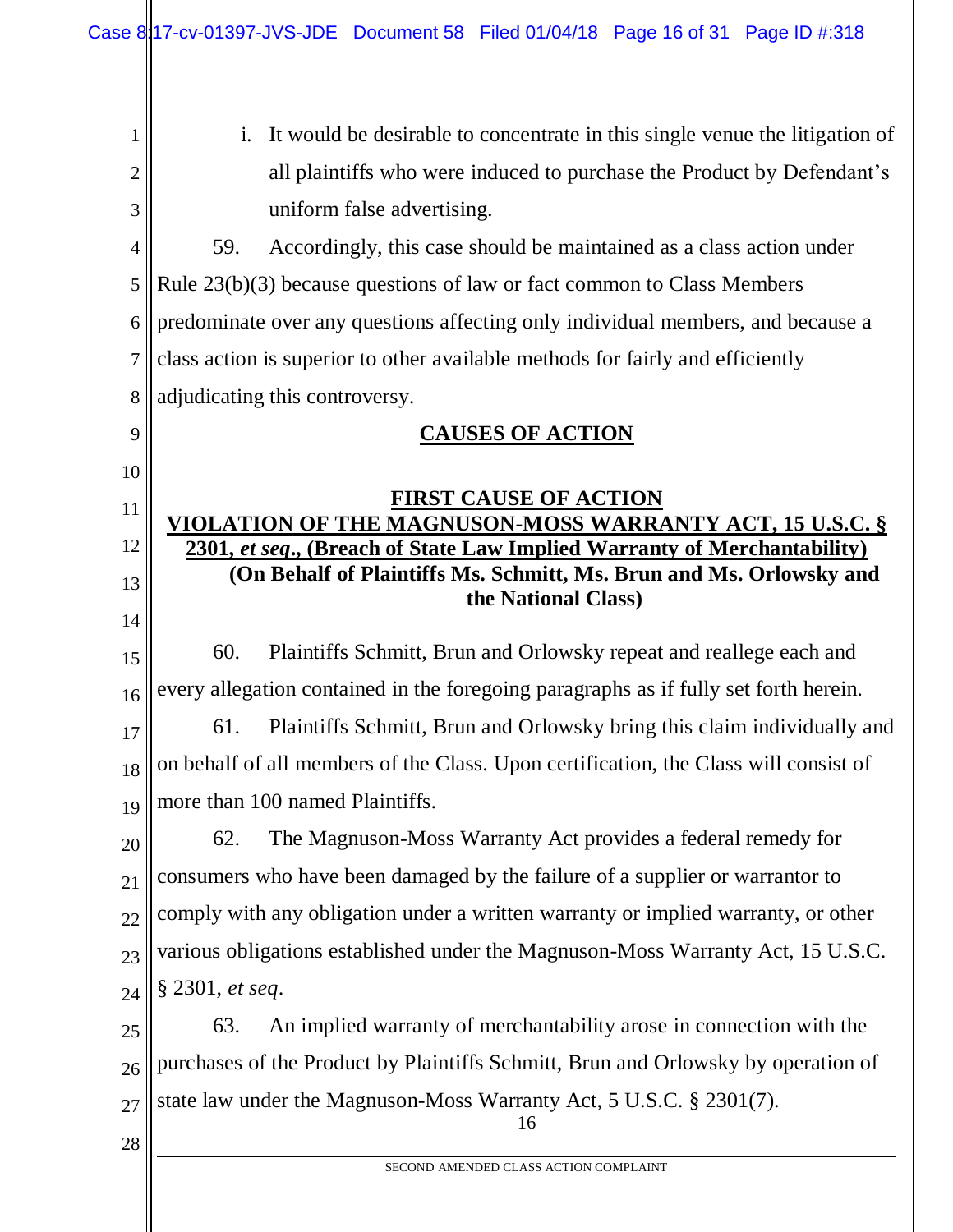i. It would be desirable to concentrate in this single venue the litigation of all plaintiffs who were induced to purchase the Product by Defendant's uniform false advertising.

59. Accordingly, this case should be maintained as a class action under Rule 23(b)(3) because questions of law or fact common to Class Members predominate over any questions affecting only individual members, and because a class action is superior to other available methods for fairly and efficiently adjudicating this controversy.

## CAUSES OF ACTION

### FIRST CAUSE OF ACTION
### VIOLATION OF THE MAGNUSON-MOSS WARRANTY ACT, 15 U.S.C. § 2301, *et seq*., (Breach of State Law Implied Warranty of Merchantability)
**(On Behalf of Plaintiffs Ms. Schmitt, Ms. Brun and Ms. Orlowsky and the National Class)**

60. Plaintiffs Schmitt, Brun and Orlowsky repeat and reallege each and every allegation contained in the foregoing paragraphs as if fully set forth herein.

61. Plaintiffs Schmitt, Brun and Orlowsky bring this claim individually and on behalf of all members of the Class. Upon certification, the Class will consist of more than 100 named Plaintiffs.

62. The Magnuson-Moss Warranty Act provides a federal remedy for consumers who have been damaged by the failure of a supplier or warrantor to comply with any obligation under a written warranty or implied warranty, or other various obligations established under the Magnuson-Moss Warranty Act, 15 U.S.C. § 2301, *et seq*.

63. An implied warranty of merchantability arose in connection with the purchases of the Product by Plaintiffs Schmitt, Brun and Orlowsky by operation of state law under the Magnuson-Moss Warranty Act, 5 U.S.C. § 2301(7).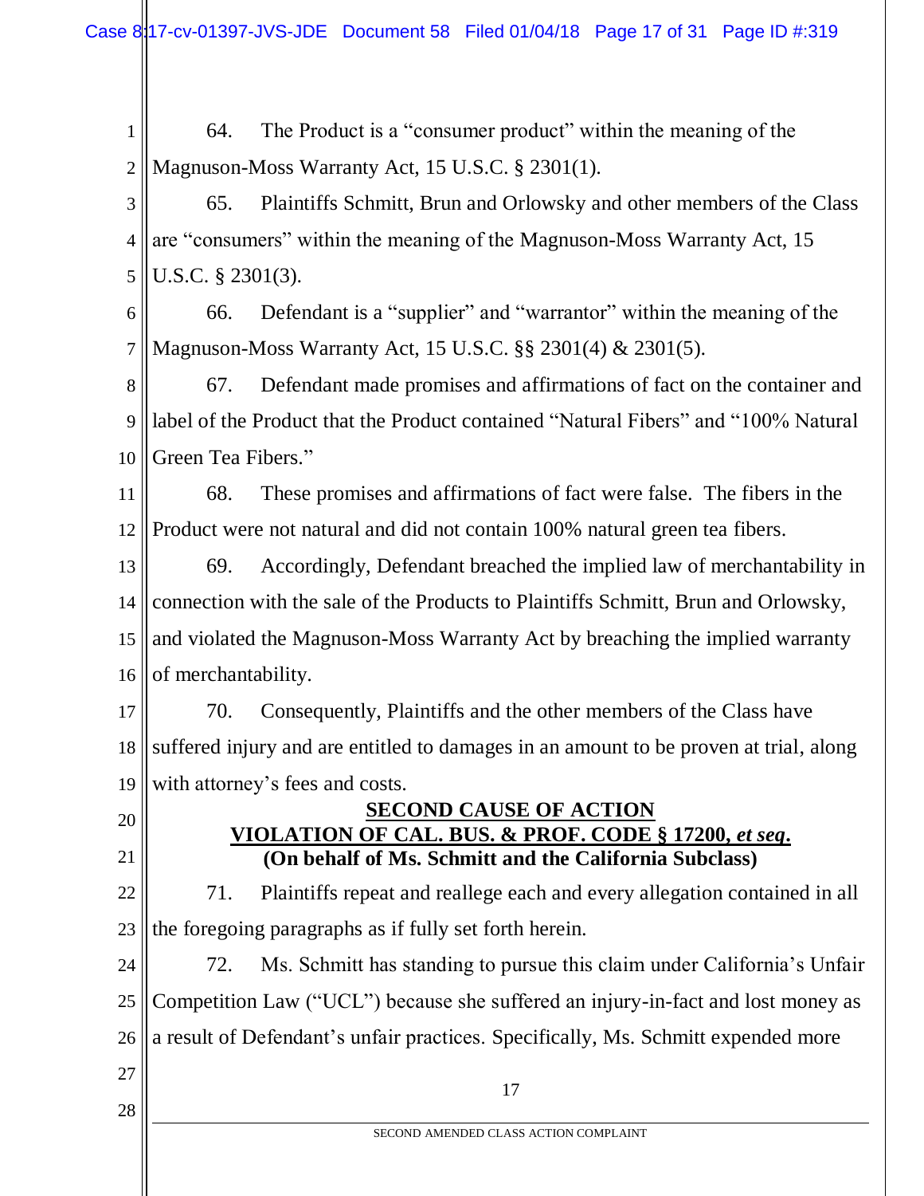64. The Product is a "consumer product" within the meaning of the Magnuson-Moss Warranty Act, 15 U.S.C. § 2301(1).

65. Plaintiffs Schmitt, Brun and Orlowsky and other members of the Class are "consumers" within the meaning of the Magnuson-Moss Warranty Act, 15 U.S.C. § 2301(3).

66. Defendant is a "supplier" and "warrantor" within the meaning of the Magnuson-Moss Warranty Act, 15 U.S.C. §§ 2301(4) & 2301(5).

67. Defendant made promises and affirmations of fact on the container and label of the Product that the Product contained "Natural Fibers" and "100% Natural Green Tea Fibers."

68. These promises and affirmations of fact were false. The fibers in the Product were not natural and did not contain 100% natural green tea fibers.

69. Accordingly, Defendant breached the implied law of merchantability in connection with the sale of the Products to Plaintiffs Schmitt, Brun and Orlowsky, and violated the Magnuson-Moss Warranty Act by breaching the implied warranty of merchantability.

70. Consequently, Plaintiffs and the other members of the Class have suffered injury and are entitled to damages in an amount to be proven at trial, along with attorney's fees and costs.

## SECOND CAUSE OF ACTION
## VIOLATION OF CAL. BUS. & PROF. CODE § 17200, *et seq*.
**(On behalf of Ms. Schmitt and the California Subclass)**

71. Plaintiffs repeat and reallege each and every allegation contained in all the foregoing paragraphs as if fully set forth herein.

72. Ms. Schmitt has standing to pursue this claim under California's Unfair Competition Law ("UCL") because she suffered an injury-in-fact and lost money as a result of Defendant's unfair practices. Specifically, Ms. Schmitt expended more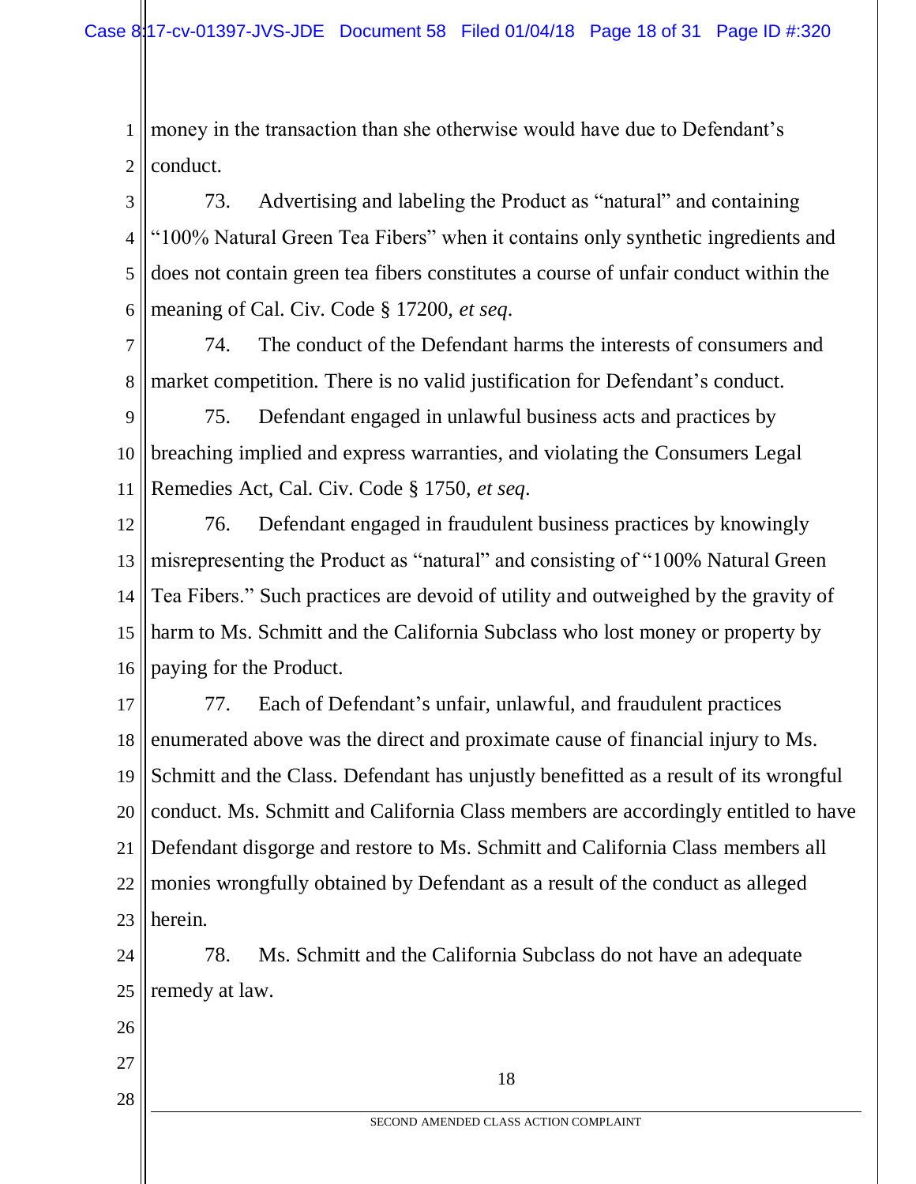money in the transaction than she otherwise would have due to Defendant's conduct.

73. Advertising and labeling the Product as "natural" and containing "100% Natural Green Tea Fibers" when it contains only synthetic ingredients and does not contain green tea fibers constitutes a course of unfair conduct within the meaning of Cal. Civ. Code § 17200, *et seq*.

74. The conduct of the Defendant harms the interests of consumers and market competition. There is no valid justification for Defendant's conduct.

75. Defendant engaged in unlawful business acts and practices by breaching implied and express warranties, and violating the Consumers Legal Remedies Act, Cal. Civ. Code § 1750, *et seq*.

76. Defendant engaged in fraudulent business practices by knowingly misrepresenting the Product as "natural" and consisting of "100% Natural Green Tea Fibers." Such practices are devoid of utility and outweighed by the gravity of harm to Ms. Schmitt and the California Subclass who lost money or property by paying for the Product.

77. Each of Defendant's unfair, unlawful, and fraudulent practices enumerated above was the direct and proximate cause of financial injury to Ms. Schmitt and the Class. Defendant has unjustly benefitted as a result of its wrongful conduct. Ms. Schmitt and California Class members are accordingly entitled to have Defendant disgorge and restore to Ms. Schmitt and California Class members all monies wrongfully obtained by Defendant as a result of the conduct as alleged herein.

78. Ms. Schmitt and the California Subclass do not have an adequate remedy at law.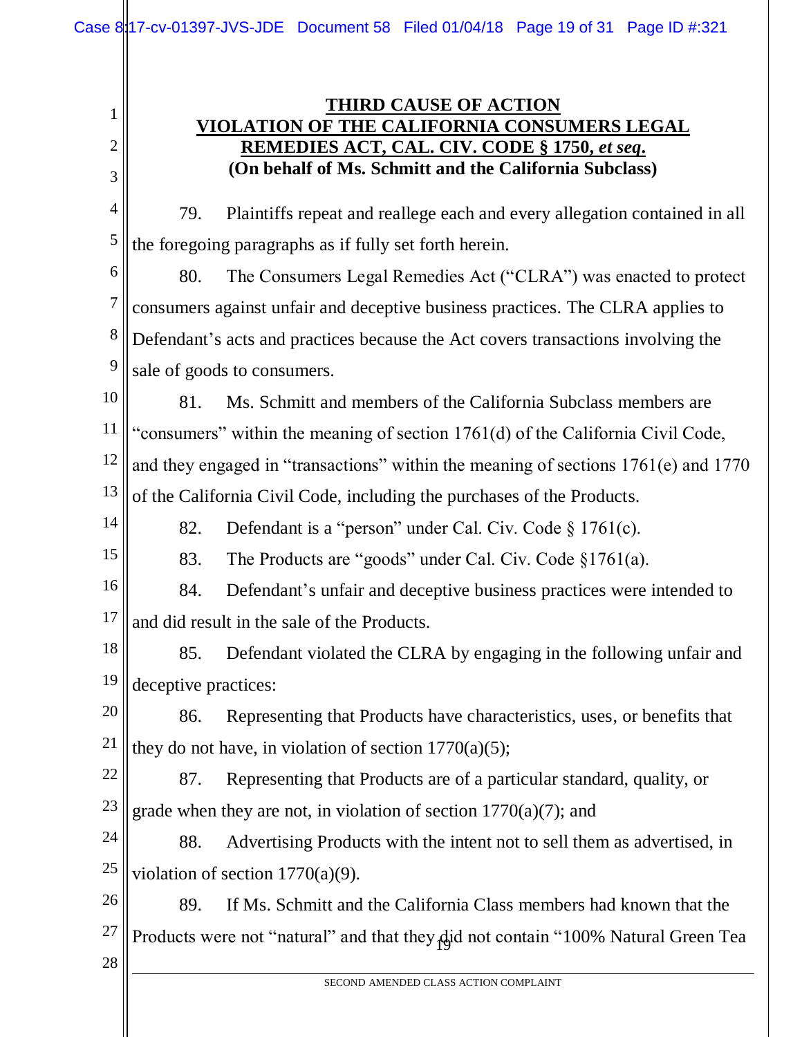**THIRD CAUSE OF ACTION**
**VIOLATION OF THE CALIFORNIA CONSUMERS LEGAL REMEDIES ACT, CAL. CIV. CODE § 1750, *et seq*.**
**(On behalf of Ms. Schmitt and the California Subclass)**

79. Plaintiffs repeat and reallege each and every allegation contained in all the foregoing paragraphs as if fully set forth herein.

80. The Consumers Legal Remedies Act ("CLRA") was enacted to protect consumers against unfair and deceptive business practices. The CLRA applies to Defendant's acts and practices because the Act covers transactions involving the sale of goods to consumers.

81. Ms. Schmitt and members of the California Subclass members are "consumers" within the meaning of section 1761(d) of the California Civil Code, and they engaged in "transactions" within the meaning of sections 1761(e) and 1770 of the California Civil Code, including the purchases of the Products.

82. Defendant is a "person" under Cal. Civ. Code § 1761(c).

83. The Products are "goods" under Cal. Civ. Code §1761(a).

84. Defendant's unfair and deceptive business practices were intended to and did result in the sale of the Products.

85. Defendant violated the CLRA by engaging in the following unfair and deceptive practices:

86. Representing that Products have characteristics, uses, or benefits that they do not have, in violation of section 1770(a)(5);

87. Representing that Products are of a particular standard, quality, or grade when they are not, in violation of section 1770(a)(7); and

88. Advertising Products with the intent not to sell them as advertised, in violation of section 1770(a)(9).

89. If Ms. Schmitt and the California Class members had known that the Products were not "natural" and that they did not contain "100% Natural Green Tea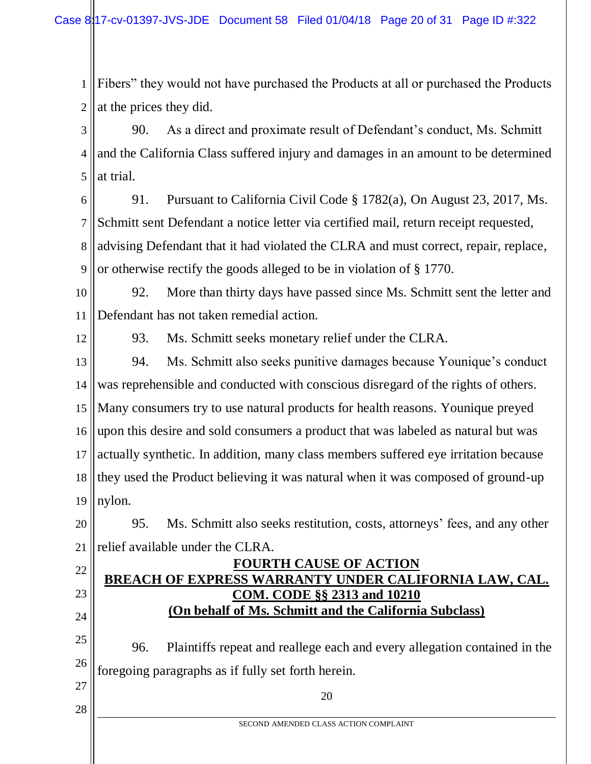Fibers" they would not have purchased the Products at all or purchased the Products at the prices they did.

90. As a direct and proximate result of Defendant's conduct, Ms. Schmitt and the California Class suffered injury and damages in an amount to be determined at trial.

91. Pursuant to California Civil Code § 1782(a), On August 23, 2017, Ms. Schmitt sent Defendant a notice letter via certified mail, return receipt requested, advising Defendant that it had violated the CLRA and must correct, repair, replace, or otherwise rectify the goods alleged to be in violation of § 1770.

92. More than thirty days have passed since Ms. Schmitt sent the letter and Defendant has not taken remedial action.

93. Ms. Schmitt seeks monetary relief under the CLRA.

94. Ms. Schmitt also seeks punitive damages because Younique's conduct was reprehensible and conducted with conscious disregard of the rights of others. Many consumers try to use natural products for health reasons. Younique preyed upon this desire and sold consumers a product that was labeled as natural but was actually synthetic. In addition, many class members suffered eye irritation because they used the Product believing it was natural when it was composed of ground-up nylon.

95. Ms. Schmitt also seeks restitution, costs, attorneys' fees, and any other relief available under the CLRA.

## FOURTH CAUSE OF ACTION
## BREACH OF EXPRESS WARRANTY UNDER CALIFORNIA LAW, CAL. COM. CODE §§ 2313 and 10210
### (On behalf of Ms. Schmitt and the California Subclass)

96. Plaintiffs repeat and reallege each and every allegation contained in the foregoing paragraphs as if fully set forth herein.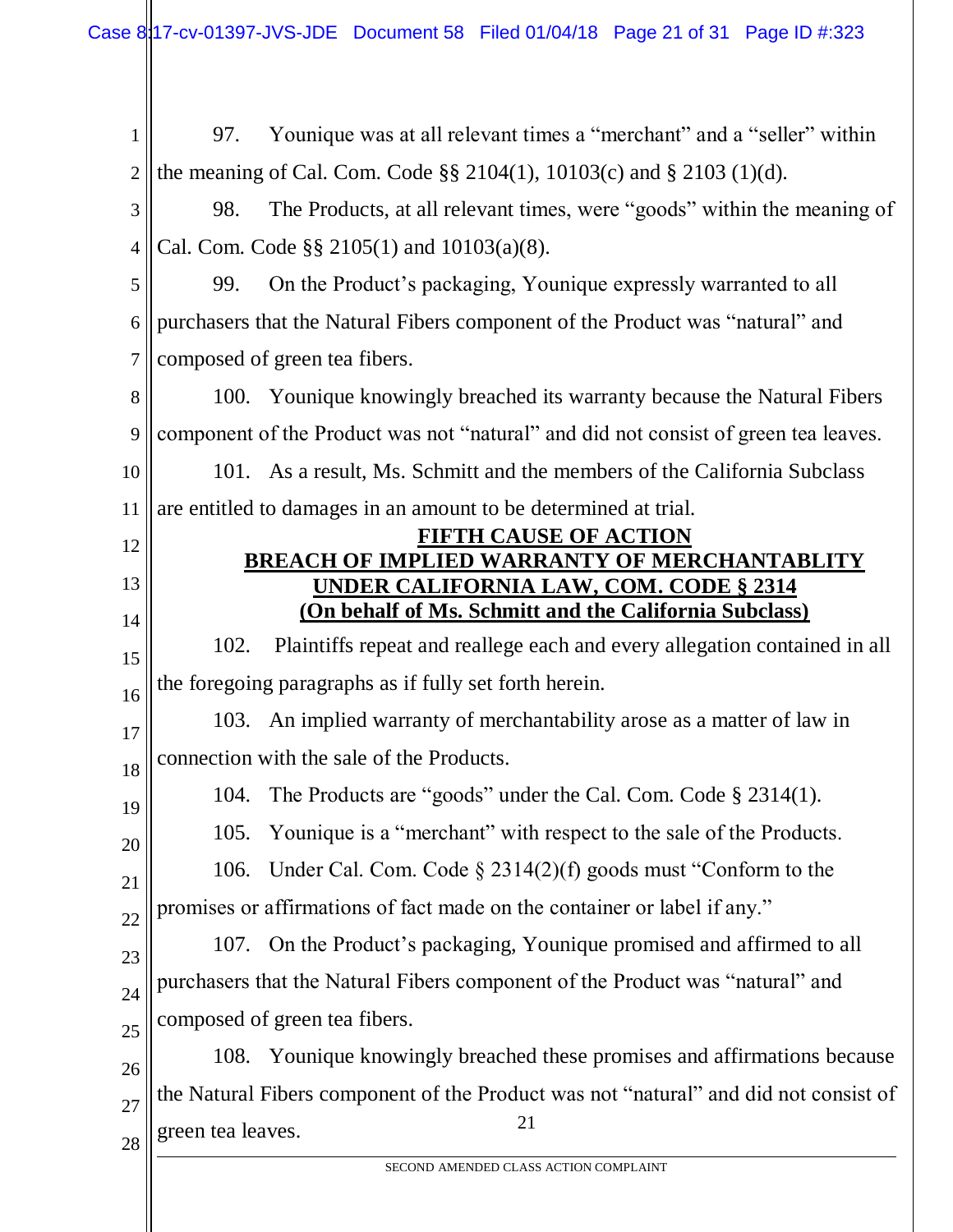97. Younique was at all relevant times a "merchant" and a "seller" within the meaning of Cal. Com. Code §§ 2104(1), 10103(c) and § 2103 (1)(d).

98. The Products, at all relevant times, were "goods" within the meaning of Cal. Com. Code §§ 2105(1) and 10103(a)(8).

99. On the Product's packaging, Younique expressly warranted to all purchasers that the Natural Fibers component of the Product was "natural" and composed of green tea fibers.

100. Younique knowingly breached its warranty because the Natural Fibers component of the Product was not "natural" and did not consist of green tea leaves.

101. As a result, Ms. Schmitt and the members of the California Subclass are entitled to damages in an amount to be determined at trial.

**FIFTH CAUSE OF ACTION**
**BREACH OF IMPLIED WARRANTY OF MERCHANTABLITY UNDER CALIFORNIA LAW, COM. CODE § 2314**
**(On behalf of Ms. Schmitt and the California Subclass)**

102. Plaintiffs repeat and reallege each and every allegation contained in all the foregoing paragraphs as if fully set forth herein.

103. An implied warranty of merchantability arose as a matter of law in connection with the sale of the Products.

104. The Products are "goods" under the Cal. Com. Code § 2314(1).

105. Younique is a "merchant" with respect to the sale of the Products.

106. Under Cal. Com. Code § 2314(2)(f) goods must "Conform to the promises or affirmations of fact made on the container or label if any."

107. On the Product's packaging, Younique promised and affirmed to all purchasers that the Natural Fibers component of the Product was "natural" and composed of green tea fibers.

108. Younique knowingly breached these promises and affirmations because the Natural Fibers component of the Product was not "natural" and did not consist of green tea leaves.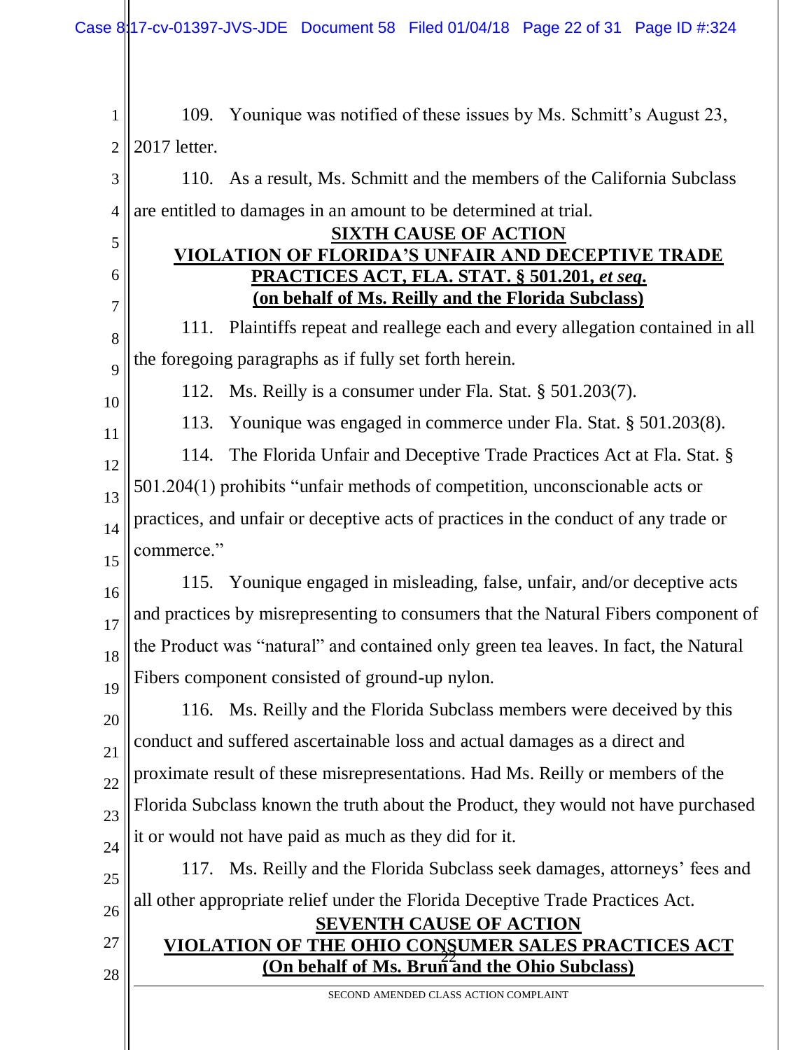109. Younique was notified of these issues by Ms. Schmitt's August 23, 2017 letter.

110. As a result, Ms. Schmitt and the members of the California Subclass are entitled to damages in an amount to be determined at trial.

**SIXTH CAUSE OF ACTION**
**VIOLATION OF FLORIDA'S UNFAIR AND DECEPTIVE TRADE PRACTICES ACT, FLA. STAT. § 501.201, *et seq.***
**(on behalf of Ms. Reilly and the Florida Subclass)**

111. Plaintiffs repeat and reallege each and every allegation contained in all the foregoing paragraphs as if fully set forth herein.

112. Ms. Reilly is a consumer under Fla. Stat. § 501.203(7).

113. Younique was engaged in commerce under Fla. Stat. § 501.203(8).

114. The Florida Unfair and Deceptive Trade Practices Act at Fla. Stat. § 501.204(1) prohibits "unfair methods of competition, unconscionable acts or practices, and unfair or deceptive acts of practices in the conduct of any trade or commerce."

115. Younique engaged in misleading, false, unfair, and/or deceptive acts and practices by misrepresenting to consumers that the Natural Fibers component of the Product was "natural" and contained only green tea leaves. In fact, the Natural Fibers component consisted of ground-up nylon.

116. Ms. Reilly and the Florida Subclass members were deceived by this conduct and suffered ascertainable loss and actual damages as a direct and proximate result of these misrepresentations. Had Ms. Reilly or members of the Florida Subclass known the truth about the Product, they would not have purchased it or would not have paid as much as they did for it.

117. Ms. Reilly and the Florida Subclass seek damages, attorneys' fees and all other appropriate relief under the Florida Deceptive Trade Practices Act.

**SEVENTH CAUSE OF ACTION**
**VIOLATION OF THE OHIO CONSUMER SALES PRACTICES ACT**
**(On behalf of Ms. Brun and the Ohio Subclass)**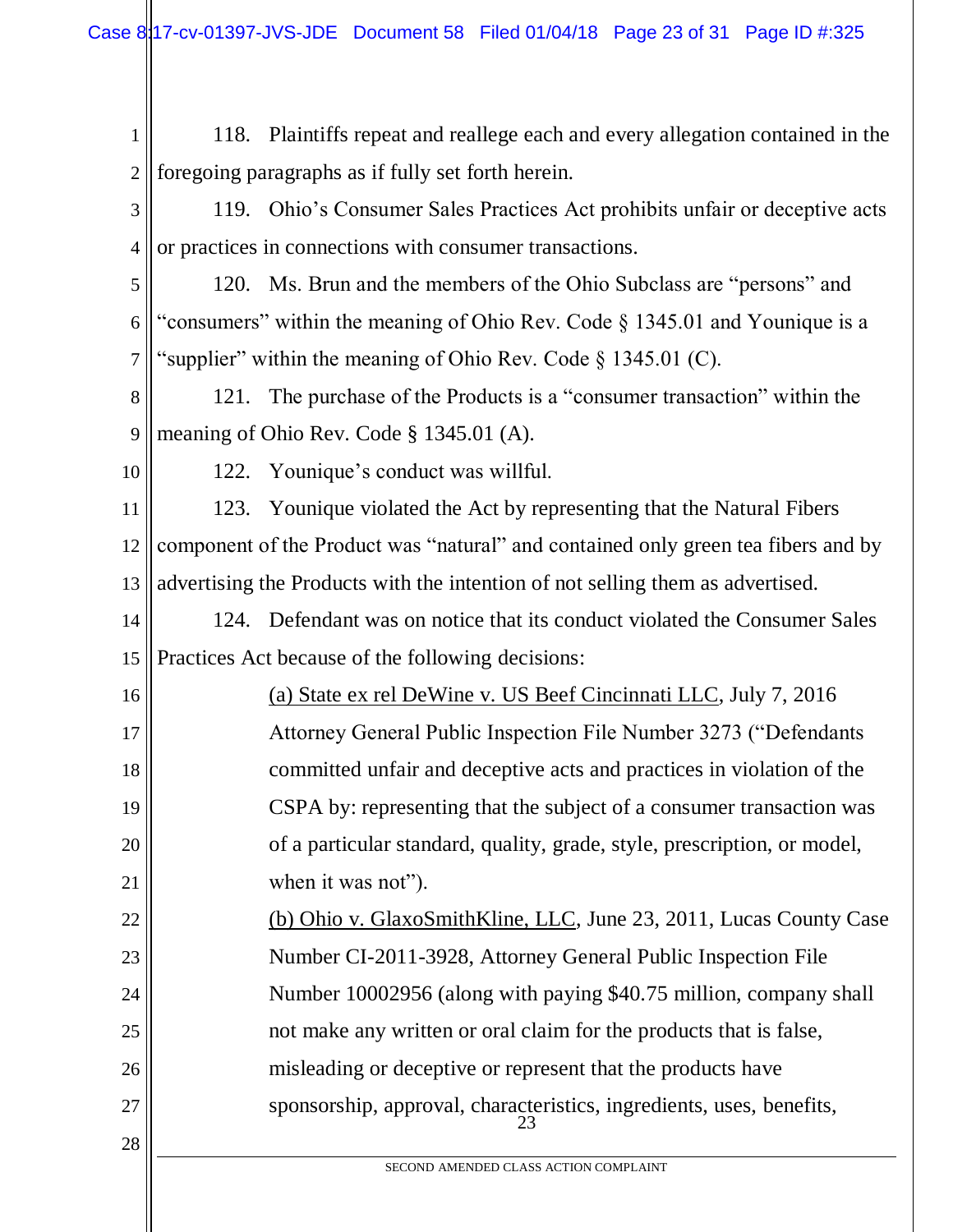118. Plaintiffs repeat and reallege each and every allegation contained in the foregoing paragraphs as if fully set forth herein.

119. Ohio's Consumer Sales Practices Act prohibits unfair or deceptive acts or practices in connections with consumer transactions.

120. Ms. Brun and the members of the Ohio Subclass are "persons" and "consumers" within the meaning of Ohio Rev. Code § 1345.01 and Younique is a "supplier" within the meaning of Ohio Rev. Code § 1345.01 (C).

121. The purchase of the Products is a "consumer transaction" within the meaning of Ohio Rev. Code § 1345.01 (A).

122. Younique's conduct was willful.

123. Younique violated the Act by representing that the Natural Fibers component of the Product was "natural" and contained only green tea fibers and by advertising the Products with the intention of not selling them as advertised.

124. Defendant was on notice that its conduct violated the Consumer Sales Practices Act because of the following decisions:

(a) State ex rel DeWine v. US Beef Cincinnati LLC, July 7, 2016 Attorney General Public Inspection File Number 3273 ("Defendants committed unfair and deceptive acts and practices in violation of the CSPA by: representing that the subject of a consumer transaction was of a particular standard, quality, grade, style, prescription, or model, when it was not").

(b) Ohio v. GlaxoSmithKline, LLC, June 23, 2011, Lucas County Case Number CI-2011-3928, Attorney General Public Inspection File Number 10002956 (along with paying $40.75 million, company shall not make any written or oral claim for the products that is false, misleading or deceptive or represent that the products have sponsorship, approval, characteristics, ingredients, uses, benefits,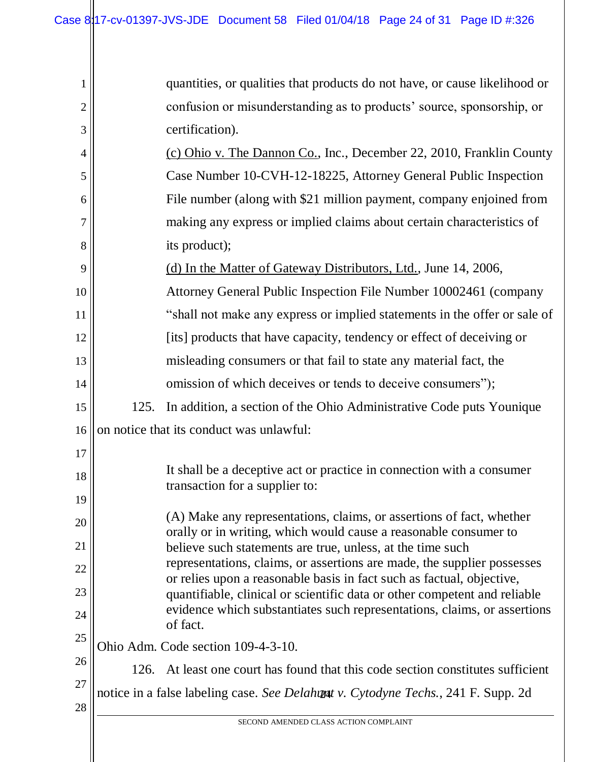quantities, or qualities that products do not have, or cause likelihood or confusion or misunderstanding as to products' source, sponsorship, or certification).

(c) Ohio v. The Dannon Co., Inc., December 22, 2010, Franklin County Case Number 10-CVH-12-18225, Attorney General Public Inspection File number (along with $21 million payment, company enjoined from making any express or implied claims about certain characteristics of its product);

(d) In the Matter of Gateway Distributors, Ltd., June 14, 2006, Attorney General Public Inspection File Number 10002461 (company "shall not make any express or implied statements in the offer or sale of [its] products that have capacity, tendency or effect of deceiving or misleading consumers or that fail to state any material fact, the omission of which deceives or tends to deceive consumers");

125. In addition, a section of the Ohio Administrative Code puts Younique on notice that its conduct was unlawful:

> It shall be a deceptive act or practice in connection with a consumer transaction for a supplier to:
>
> (A) Make any representations, claims, or assertions of fact, whether orally or in writing, which would cause a reasonable consumer to believe such statements are true, unless, at the time such representations, claims, or assertions are made, the supplier possesses or relies upon a reasonable basis in fact such as factual, objective, quantifiable, clinical or scientific data or other competent and reliable evidence which substantiates such representations, claims, or assertions of fact.

Ohio Adm. Code section 109-4-3-10.

126. At least one court has found that this code section constitutes sufficient notice in a false labeling case. *See Delahunt v. Cytodyne Techs.*, 241 F. Supp. 2d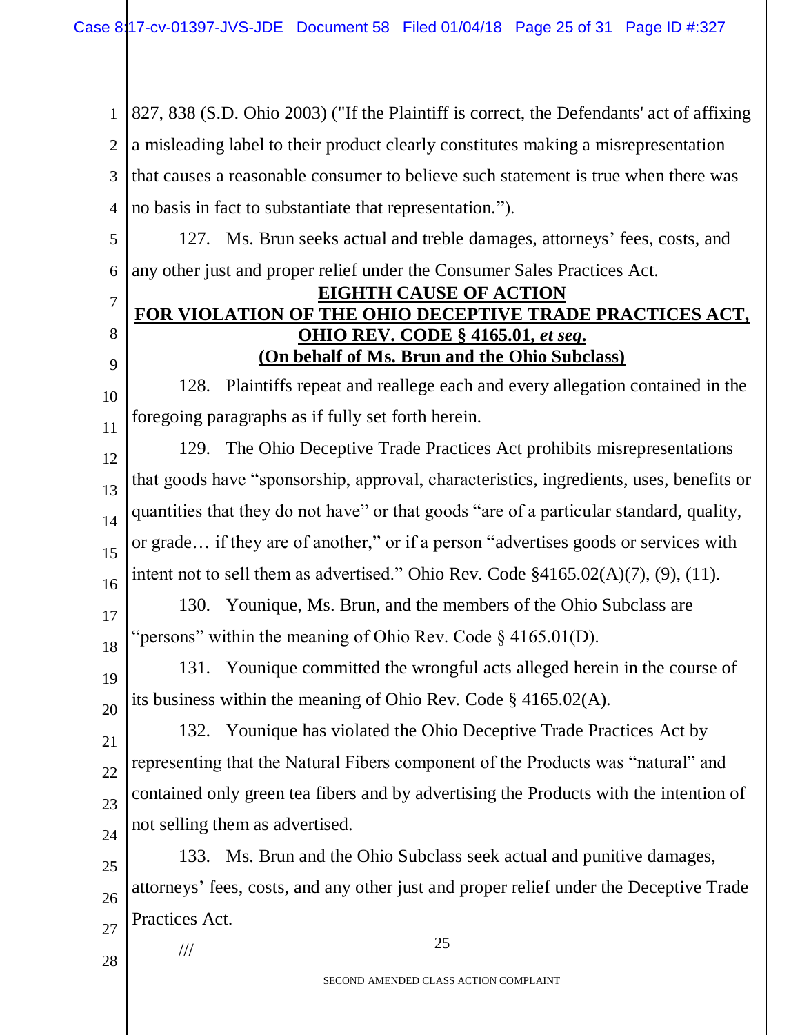827, 838 (S.D. Ohio 2003) ("If the Plaintiff is correct, the Defendants' act of affixing a misleading label to their product clearly constitutes making a misrepresentation that causes a reasonable consumer to believe such statement is true when there was no basis in fact to substantiate that representation.").

127. Ms. Brun seeks actual and treble damages, attorneys' fees, costs, and any other just and proper relief under the Consumer Sales Practices Act.

**EIGHTH CAUSE OF ACTION**
**FOR VIOLATION OF THE OHIO DECEPTIVE TRADE PRACTICES ACT, OHIO REV. CODE § 4165.01, *et seq*.**
**(On behalf of Ms. Brun and the Ohio Subclass)**

128. Plaintiffs repeat and reallege each and every allegation contained in the foregoing paragraphs as if fully set forth herein.

129. The Ohio Deceptive Trade Practices Act prohibits misrepresentations that goods have "sponsorship, approval, characteristics, ingredients, uses, benefits or quantities that they do not have" or that goods "are of a particular standard, quality, or grade… if they are of another," or if a person "advertises goods or services with intent not to sell them as advertised." Ohio Rev. Code §4165.02(A)(7), (9), (11).

130. Younique, Ms. Brun, and the members of the Ohio Subclass are "persons" within the meaning of Ohio Rev. Code § 4165.01(D).

131. Younique committed the wrongful acts alleged herein in the course of its business within the meaning of Ohio Rev. Code § 4165.02(A).

132. Younique has violated the Ohio Deceptive Trade Practices Act by representing that the Natural Fibers component of the Products was "natural" and contained only green tea fibers and by advertising the Products with the intention of not selling them as advertised.

133. Ms. Brun and the Ohio Subclass seek actual and punitive damages, attorneys' fees, costs, and any other just and proper relief under the Deceptive Trade Practices Act.

///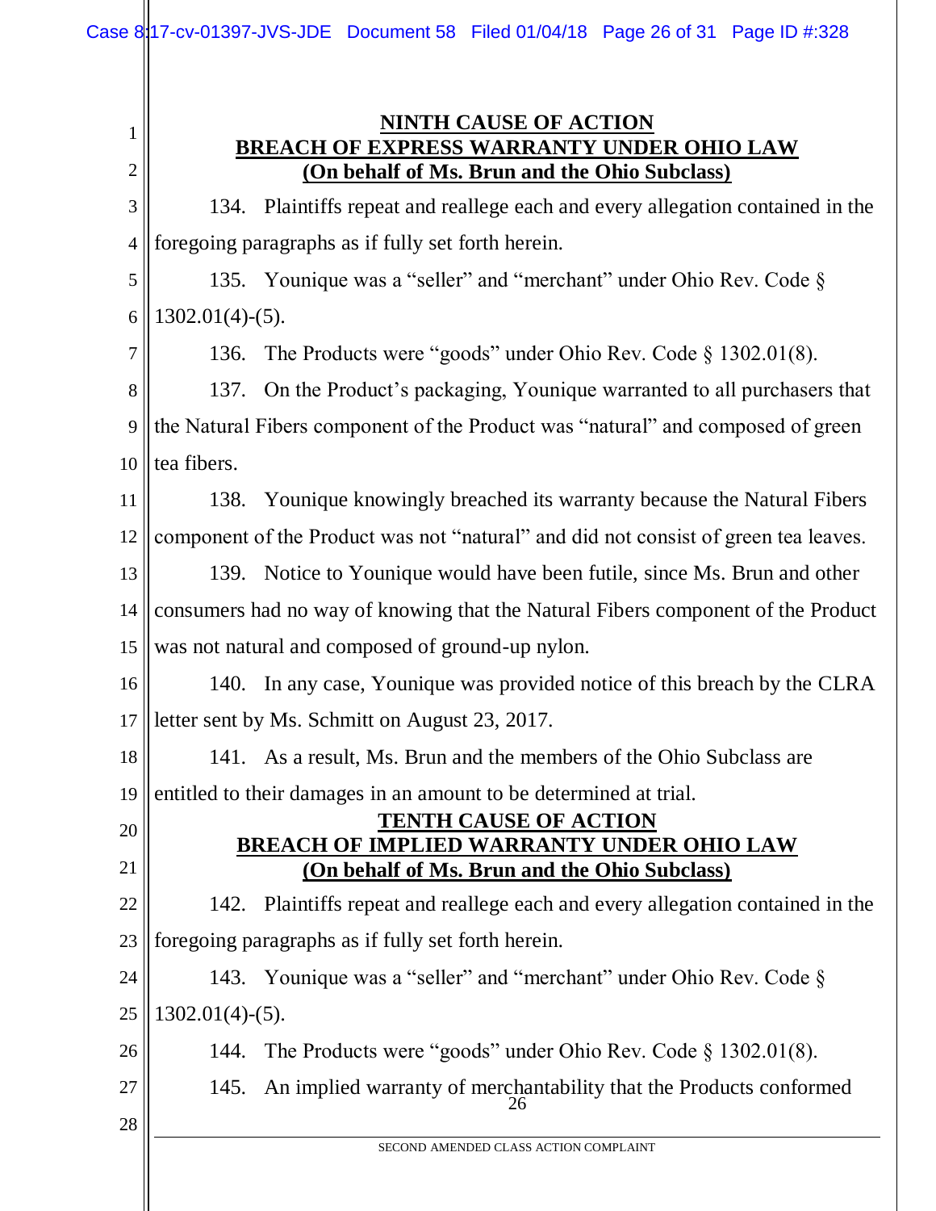## NINTH CAUSE OF ACTION
## BREACH OF EXPRESS WARRANTY UNDER OHIO LAW
## (On behalf of Ms. Brun and the Ohio Subclass)

134. Plaintiffs repeat and reallege each and every allegation contained in the foregoing paragraphs as if fully set forth herein.

135. Younique was a "seller" and "merchant" under Ohio Rev. Code § 1302.01(4)-(5).

136. The Products were "goods" under Ohio Rev. Code § 1302.01(8).

137. On the Product's packaging, Younique warranted to all purchasers that the Natural Fibers component of the Product was "natural" and composed of green tea fibers.

138. Younique knowingly breached its warranty because the Natural Fibers component of the Product was not "natural" and did not consist of green tea leaves.

139. Notice to Younique would have been futile, since Ms. Brun and other consumers had no way of knowing that the Natural Fibers component of the Product was not natural and composed of ground-up nylon.

140. In any case, Younique was provided notice of this breach by the CLRA letter sent by Ms. Schmitt on August 23, 2017.

141. As a result, Ms. Brun and the members of the Ohio Subclass are entitled to their damages in an amount to be determined at trial.

## TENTH CAUSE OF ACTION
## BREACH OF IMPLIED WARRANTY UNDER OHIO LAW
## (On behalf of Ms. Brun and the Ohio Subclass)

142. Plaintiffs repeat and reallege each and every allegation contained in the foregoing paragraphs as if fully set forth herein.

143. Younique was a "seller" and "merchant" under Ohio Rev. Code § 1302.01(4)-(5).

144. The Products were "goods" under Ohio Rev. Code § 1302.01(8).

145. An implied warranty of merchantability that the Products conformed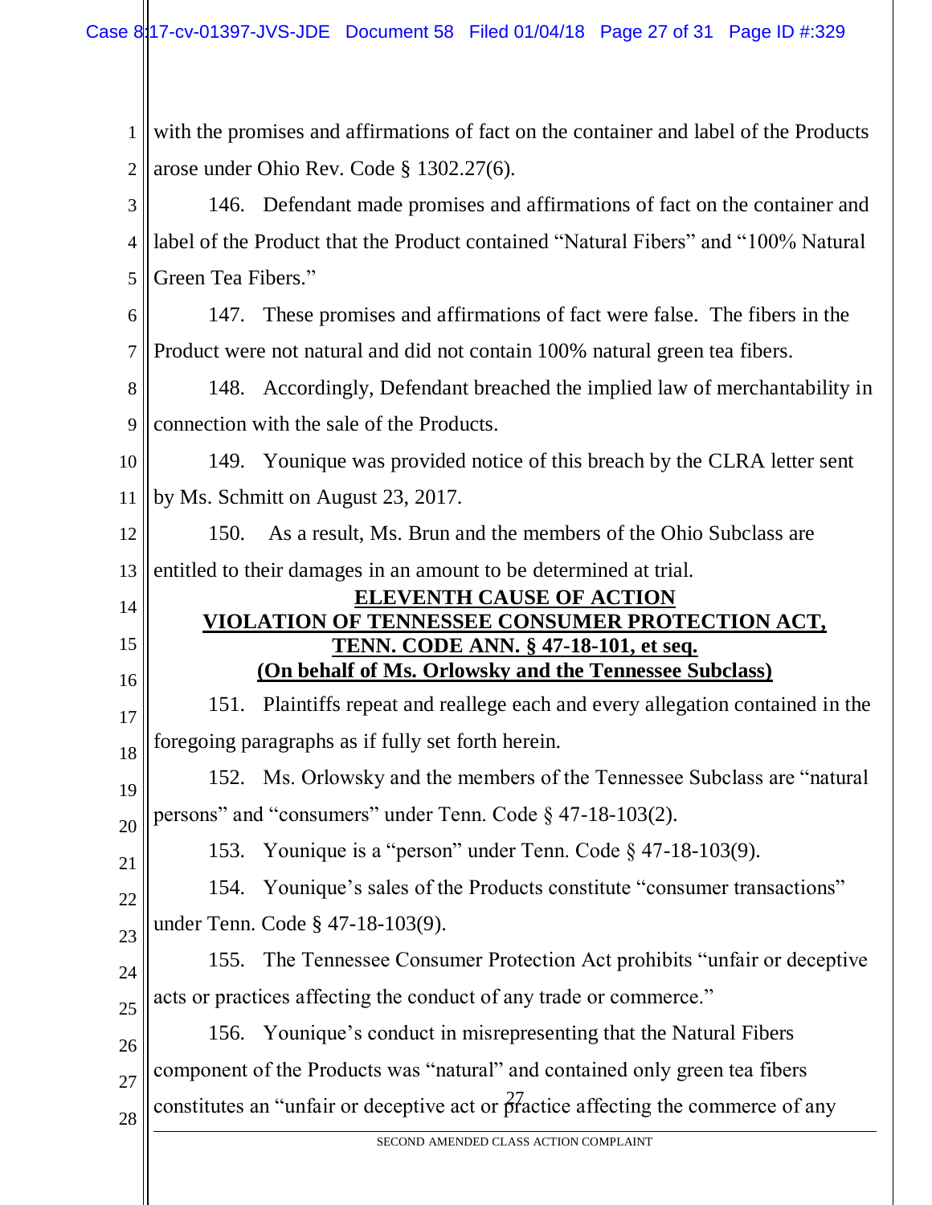with the promises and affirmations of fact on the container and label of the Products arose under Ohio Rev. Code § 1302.27(6).

146. Defendant made promises and affirmations of fact on the container and label of the Product that the Product contained "Natural Fibers" and "100% Natural Green Tea Fibers."

147. These promises and affirmations of fact were false. The fibers in the Product were not natural and did not contain 100% natural green tea fibers.

148. Accordingly, Defendant breached the implied law of merchantability in connection with the sale of the Products.

149. Younique was provided notice of this breach by the CLRA letter sent by Ms. Schmitt on August 23, 2017.

150. As a result, Ms. Brun and the members of the Ohio Subclass are entitled to their damages in an amount to be determined at trial.

## ELEVENTH CAUSE OF ACTION
## VIOLATION OF TENNESSEE CONSUMER PROTECTION ACT, TENN. CODE ANN. § 47-18-101, et seq.
## (On behalf of Ms. Orlowsky and the Tennessee Subclass)

151. Plaintiffs repeat and reallege each and every allegation contained in the foregoing paragraphs as if fully set forth herein.

152. Ms. Orlowsky and the members of the Tennessee Subclass are "natural persons" and "consumers" under Tenn. Code § 47-18-103(2).

153. Younique is a "person" under Tenn. Code § 47-18-103(9).

154. Younique's sales of the Products constitute "consumer transactions" under Tenn. Code § 47-18-103(9).

155. The Tennessee Consumer Protection Act prohibits "unfair or deceptive acts or practices affecting the conduct of any trade or commerce."

156. Younique's conduct in misrepresenting that the Natural Fibers component of the Products was "natural" and contained only green tea fibers constitutes an "unfair or deceptive act or practice affecting the commerce of any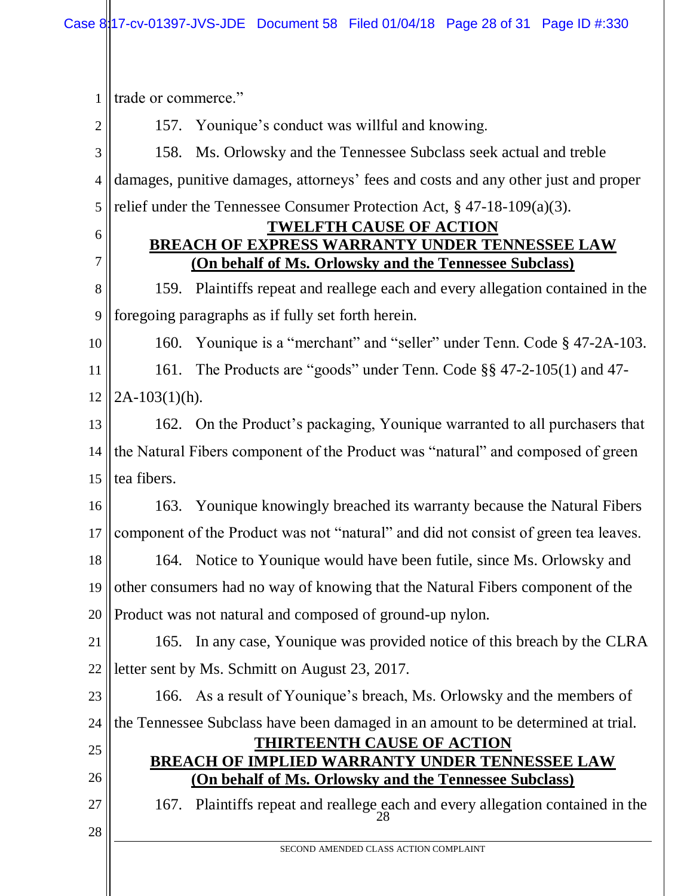trade or commerce."

157. Younique's conduct was willful and knowing.

158. Ms. Orlowsky and the Tennessee Subclass seek actual and treble damages, punitive damages, attorneys' fees and costs and any other just and proper relief under the Tennessee Consumer Protection Act, § 47-18-109(a)(3).

**TWELFTH CAUSE OF ACTION**

**BREACH OF EXPRESS WARRANTY UNDER TENNESSEE LAW**

**(On behalf of Ms. Orlowsky and the Tennessee Subclass)**

159. Plaintiffs repeat and reallege each and every allegation contained in the foregoing paragraphs as if fully set forth herein.

160. Younique is a "merchant" and "seller" under Tenn. Code § 47-2A-103.

161. The Products are "goods" under Tenn. Code §§ 47-2-105(1) and 47-2A-103(1)(h).

162. On the Product's packaging, Younique warranted to all purchasers that the Natural Fibers component of the Product was "natural" and composed of green tea fibers.

163. Younique knowingly breached its warranty because the Natural Fibers component of the Product was not "natural" and did not consist of green tea leaves.

164. Notice to Younique would have been futile, since Ms. Orlowsky and other consumers had no way of knowing that the Natural Fibers component of the Product was not natural and composed of ground-up nylon.

165. In any case, Younique was provided notice of this breach by the CLRA letter sent by Ms. Schmitt on August 23, 2017.

166. As a result of Younique's breach, Ms. Orlowsky and the members of the Tennessee Subclass have been damaged in an amount to be determined at trial.

**THIRTEENTH CAUSE OF ACTION**

**BREACH OF IMPLIED WARRANTY UNDER TENNESSEE LAW**

**(On behalf of Ms. Orlowsky and the Tennessee Subclass)**

167. Plaintiffs repeat and reallege each and every allegation contained in the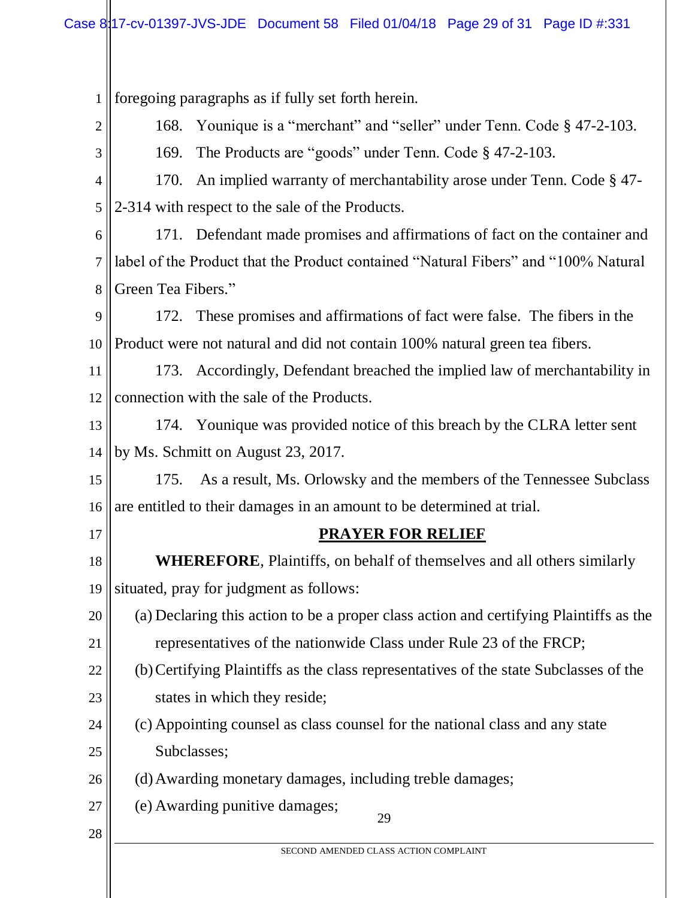foregoing paragraphs as if fully set forth herein.

168. Younique is a "merchant" and "seller" under Tenn. Code § 47-2-103.

169. The Products are "goods" under Tenn. Code § 47-2-103.

170. An implied warranty of merchantability arose under Tenn. Code § 47-2-314 with respect to the sale of the Products.

171. Defendant made promises and affirmations of fact on the container and label of the Product that the Product contained "Natural Fibers" and "100% Natural Green Tea Fibers."

172. These promises and affirmations of fact were false. The fibers in the Product were not natural and did not contain 100% natural green tea fibers.

173. Accordingly, Defendant breached the implied law of merchantability in connection with the sale of the Products.

174. Younique was provided notice of this breach by the CLRA letter sent by Ms. Schmitt on August 23, 2017.

175. As a result, Ms. Orlowsky and the members of the Tennessee Subclass are entitled to their damages in an amount to be determined at trial.

## PRAYER FOR RELIEF

**WHEREFORE**, Plaintiffs, on behalf of themselves and all others similarly situated, pray for judgment as follows:

(a) Declaring this action to be a proper class action and certifying Plaintiffs as the representatives of the nationwide Class under Rule 23 of the FRCP;

(b) Certifying Plaintiffs as the class representatives of the state Subclasses of the states in which they reside;

(c) Appointing counsel as class counsel for the national class and any state Subclasses;

(d) Awarding monetary damages, including treble damages;

(e) Awarding punitive damages;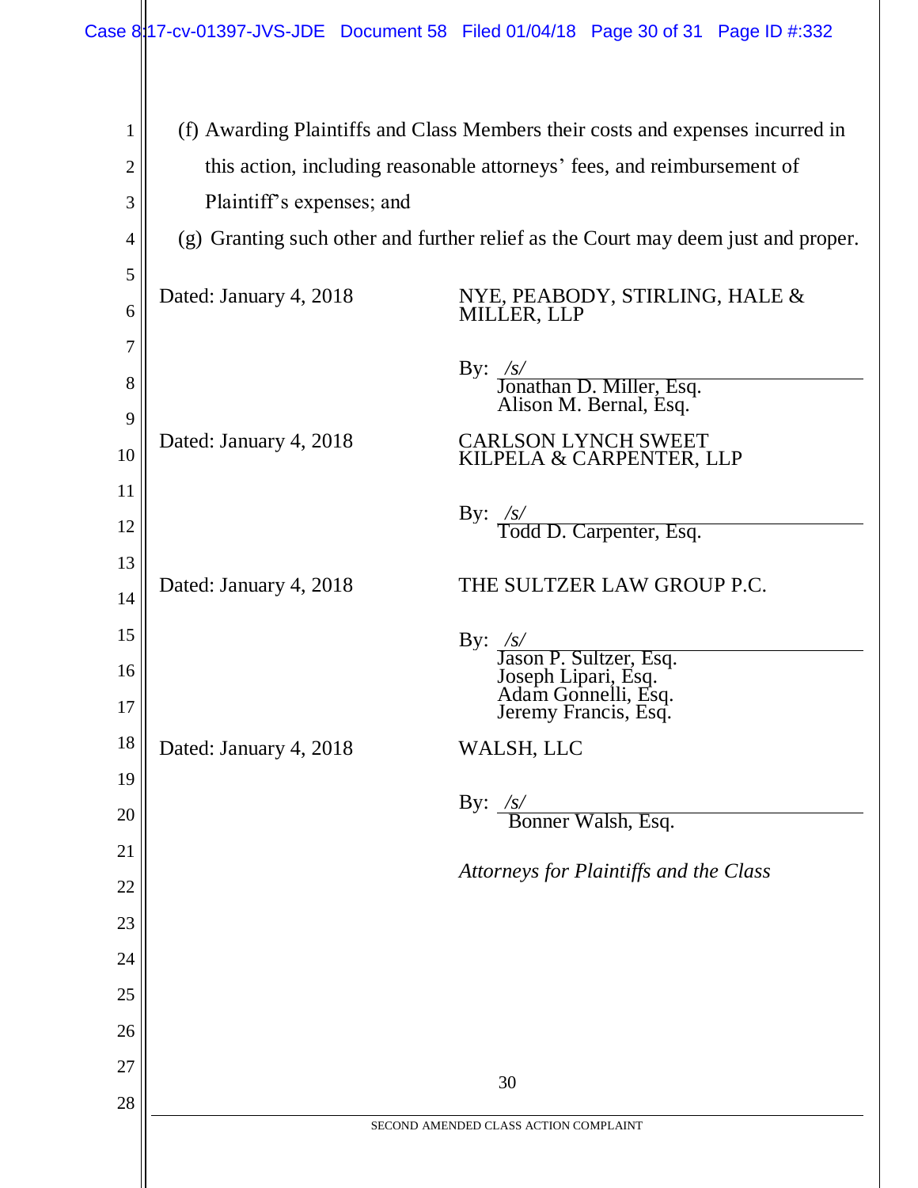(f) Awarding Plaintiffs and Class Members their costs and expenses incurred in this action, including reasonable attorneys' fees, and reimbursement of Plaintiff's expenses; and

(g) Granting such other and further relief as the Court may deem just and proper.

Dated: January 4, 2018

NYE, PEABODY, STIRLING, HALE & MILLER, LLP

By: /s/
Jonathan D. Miller, Esq.
Alison M. Bernal, Esq.

Dated: January 4, 2018

CARLSON LYNCH SWEET KILPELA & CARPENTER, LLP

By: /s/
Todd D. Carpenter, Esq.

Dated: January 4, 2018

THE SULTZER LAW GROUP P.C.

By: /s/
Jason P. Sultzer, Esq.
Joseph Lipari, Esq.
Adam Gonnelli, Esq.
Jeremy Francis, Esq.

Dated: January 4, 2018

WALSH, LLC

By: /s/
Bonner Walsh, Esq.

*Attorneys for Plaintiffs and the Class*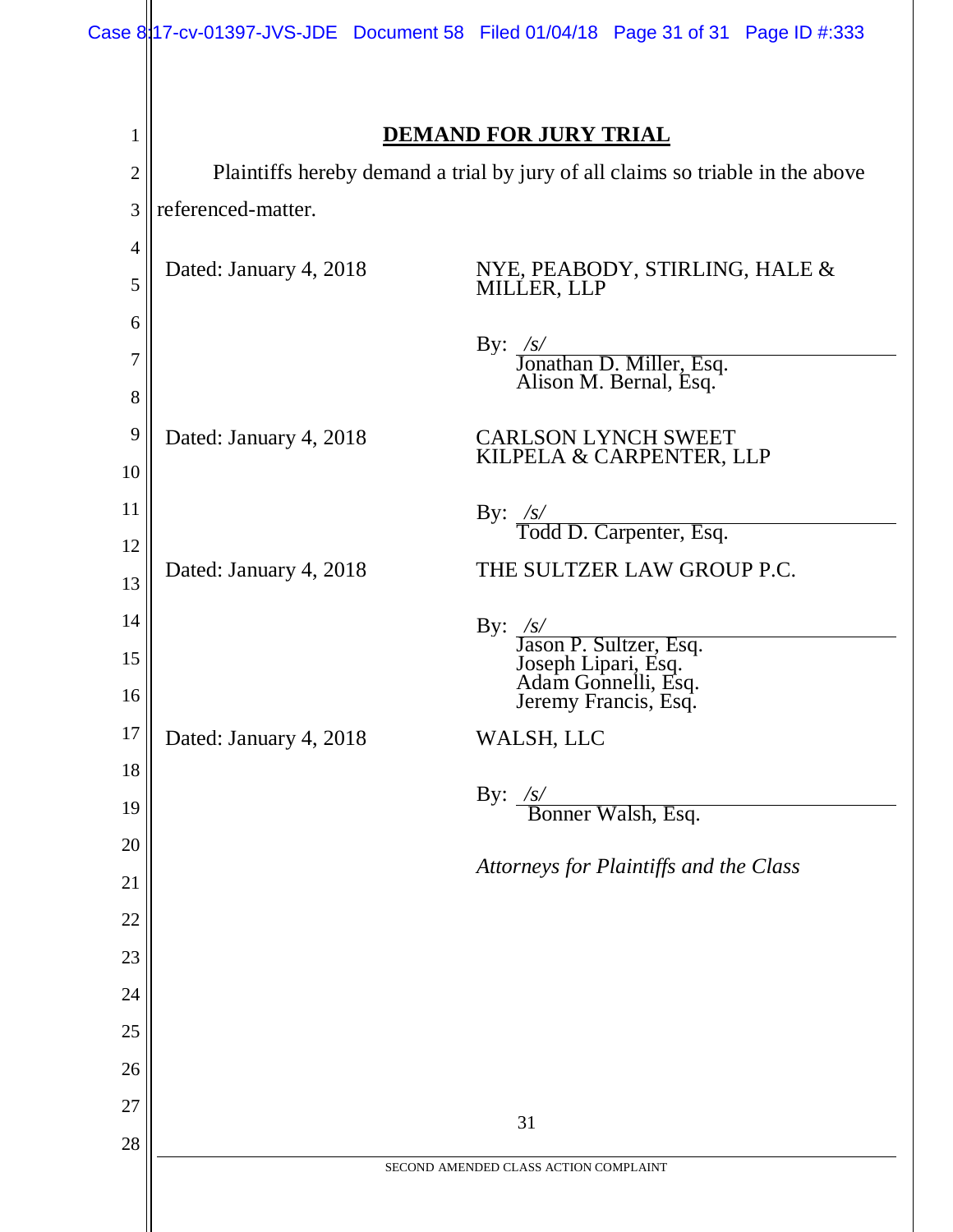## **DEMAND FOR JURY TRIAL**

Plaintiffs hereby demand a trial by jury of all claims so triable in the above referenced-matter.

Dated: January 4, 2018

NYE, PEABODY, STIRLING, HALE & MILLER, LLP

By: */s/*
Jonathan D. Miller, Esq.
Alison M. Bernal, Esq.

Dated: January 4, 2018

CARLSON LYNCH SWEET KILPELA & CARPENTER, LLP

By: */s/*
Todd D. Carpenter, Esq.

Dated: January 4, 2018

THE SULTZER LAW GROUP P.C.

By: */s/*
Jason P. Sultzer, Esq.
Joseph Lipari, Esq.
Adam Gonnelli, Esq.
Jeremy Francis, Esq.

Dated: January 4, 2018

WALSH, LLC

By: */s/*
Bonner Walsh, Esq.

*Attorneys for Plaintiffs and the Class*